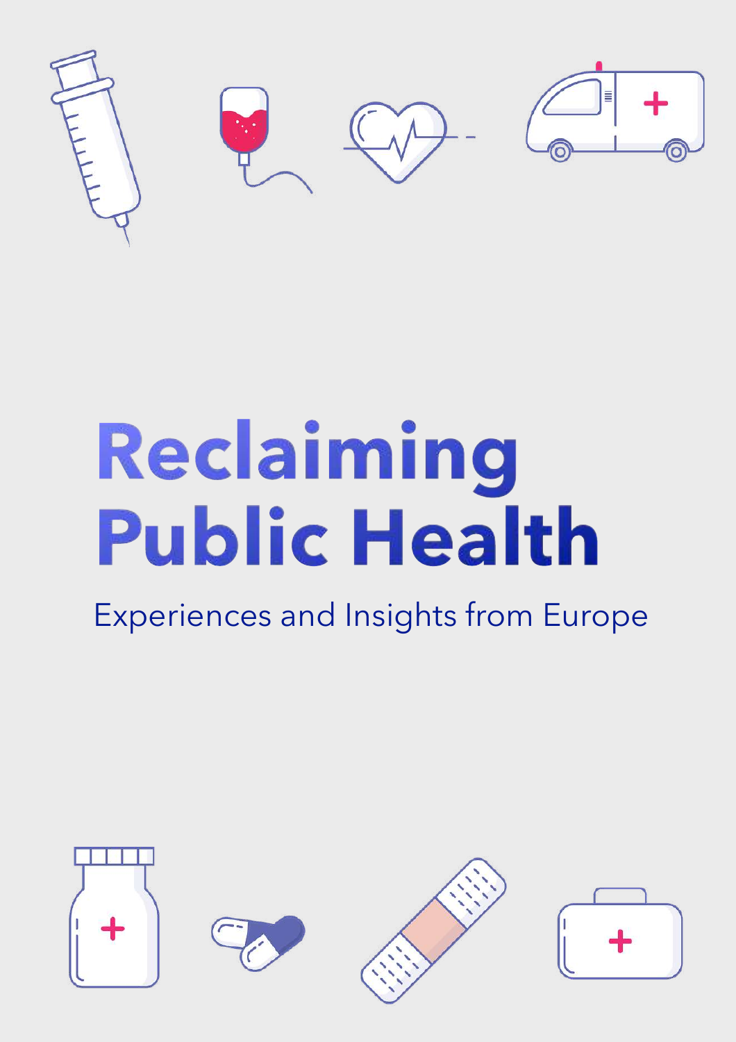# Reclaiming Public Health

## Experiences and Insights from Europe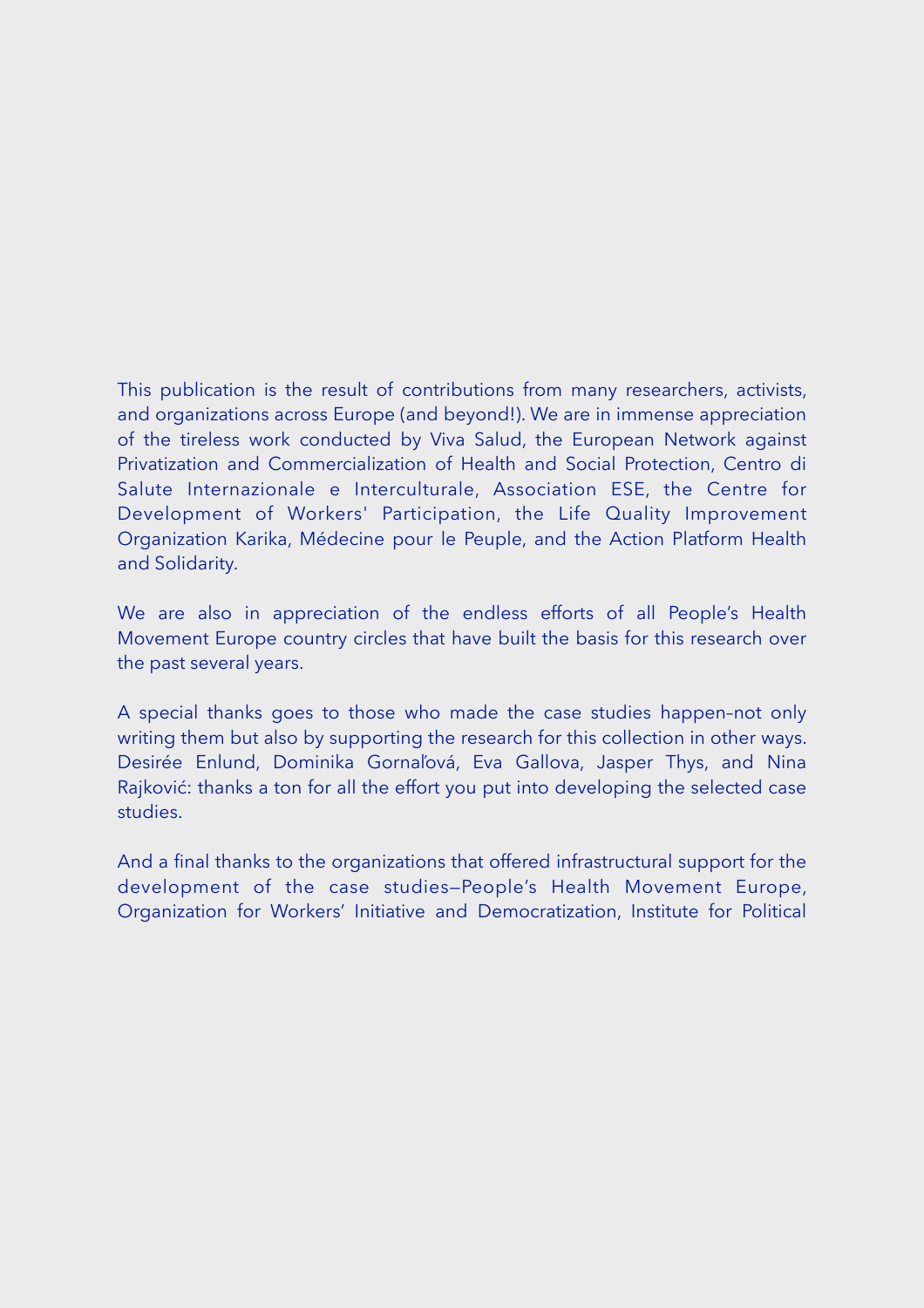This publication is the result of contributions from many researchers, activists, and organizations across Europe (and beyond!). We are in immense appreciation of the tireless work conducted by Viva Salud, the European Network against Privatization and Commercialization of Health and Social Protection, Centro di Salute Internazionale e Interculturale, Association ESE, the Centre for Development of Workers' Participation, the Life Quality Improvement Organization Karika, Médecine pour le Peuple, and the Action Platform Health and Solidarity.

We are also in appreciation of the endless efforts of all People's Health Movement Europe country circles that have built the basis for this research over the past several years.

A special thanks goes to those who made the case studies happen–not only writing them but also by supporting the research for this collection in other ways. Desirée Enlund, Dominika Gornaľová, Eva Gallova, Jasper Thys, and Nina Rajković: thanks a ton for all the effort you put into developing the selected case studies.

And a final thanks to the organizations that offered infrastructural support for the development of the case studies—People's Health Movement Europe, Organization for Workers' Initiative and Democratization, Institute for Political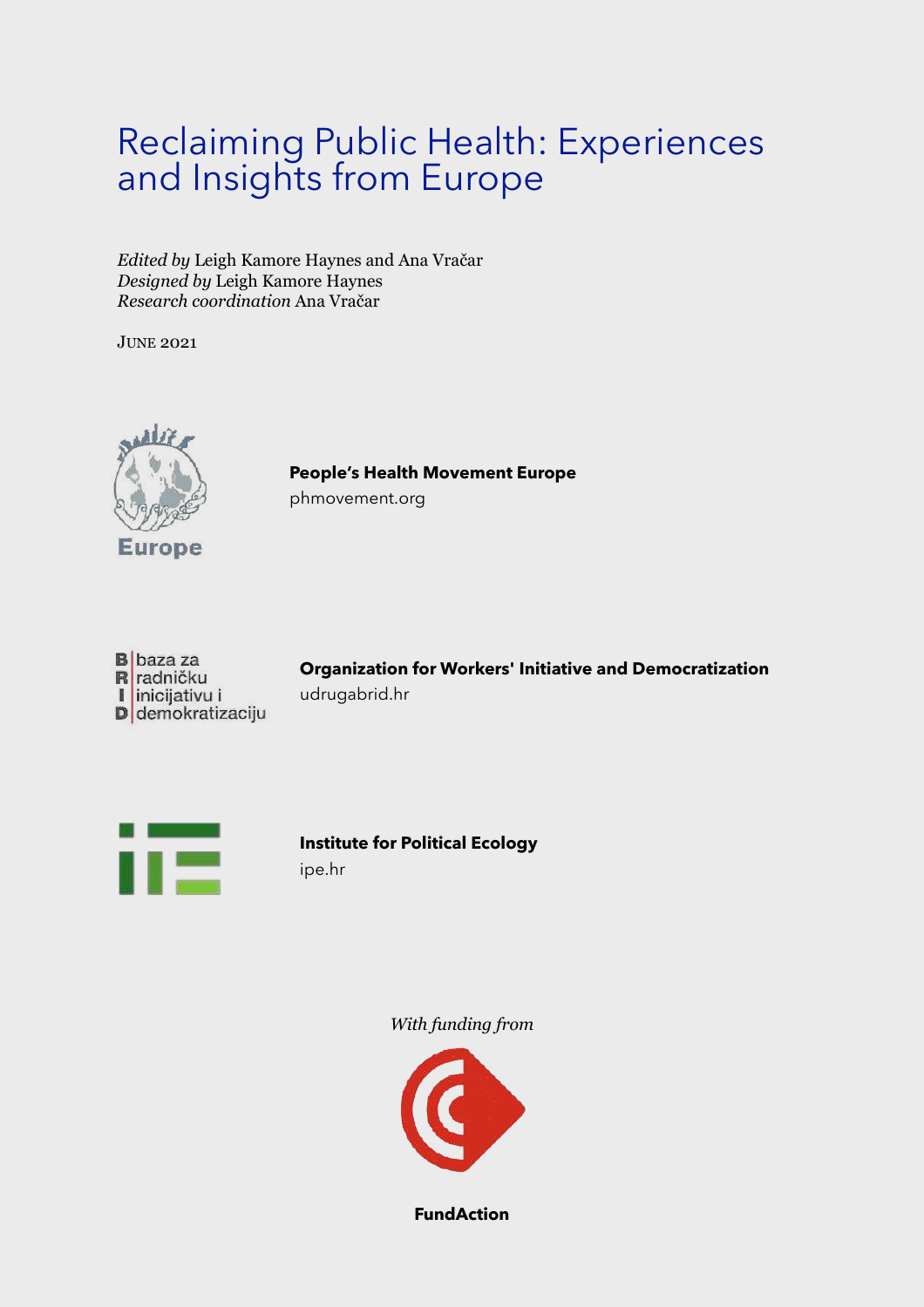# Reclaiming Public Health: Experiences and Insights from Europe

*Edited by* Leigh Kamore Haynes and Ana Vračar
*Designed by* Leigh Kamore Haynes
*Research coordination* Ana Vračar

JUNE 2021

Europe

**People's Health Movement Europe**
phmovement.org

baza za radničku inicijativu i demokratizaciju

**Organization for Workers' Initiative and Democratization**
udrugabrid.hr

**Institute for Political Ecology**
ipe.hr

*With funding from*

**FundAction**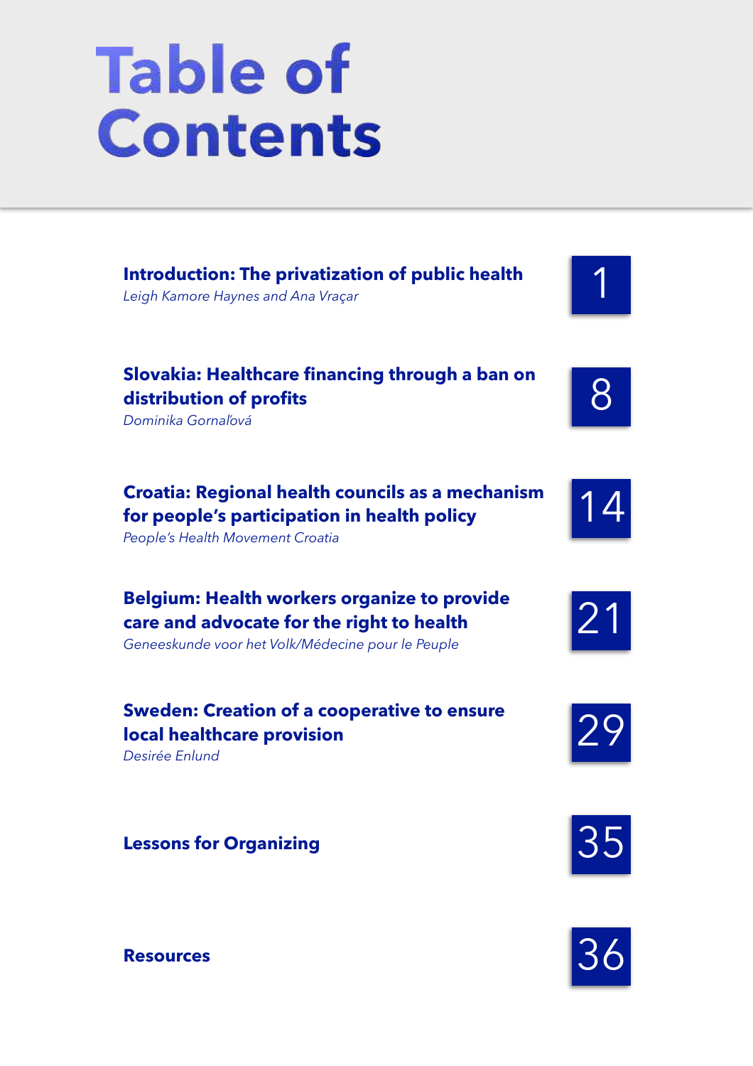# Table of Contents

**Introduction: The privatization of public health**
*Leigh Kamore Haynes and Ana Vraçar* — 1

**Slovakia: Healthcare financing through a ban on distribution of profits**
*Dominika Gornaľová* — 8

**Croatia: Regional health councils as a mechanism for people's participation in health policy**
*People's Health Movement Croatia* — 14

**Belgium: Health workers organize to provide care and advocate for the right to health**
*Geneeskunde voor het Volk/Médecine pour le Peuple* — 21

**Sweden: Creation of a cooperative to ensure local healthcare provision**
*Desirée Enlund* — 29

**Lessons for Organizing** — 35

**Resources** — 36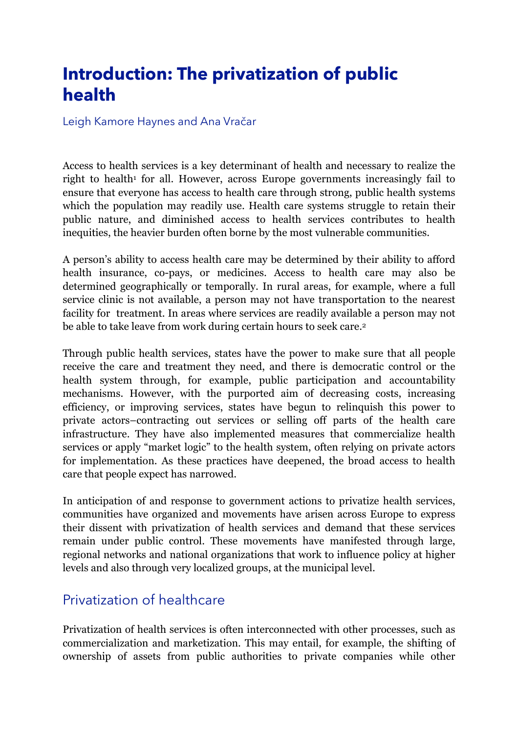# Introduction: The privatization of public health

Leigh Kamore Haynes and Ana Vračar

Access to health services is a key determinant of health and necessary to realize the right to health[1] for all. However, across Europe governments increasingly fail to ensure that everyone has access to health care through strong, public health systems which the population may readily use. Health care systems struggle to retain their public nature, and diminished access to health services contributes to health inequities, the heavier burden often borne by the most vulnerable communities.

A person's ability to access health care may be determined by their ability to afford health insurance, co-pays, or medicines. Access to health care may also be determined geographically or temporally. In rural areas, for example, where a full service clinic is not available, a person may not have transportation to the nearest facility for treatment. In areas where services are readily available a person may not be able to take leave from work during certain hours to seek care.[2]

Through public health services, states have the power to make sure that all people receive the care and treatment they need, and there is democratic control or the health system through, for example, public participation and accountability mechanisms. However, with the purported aim of decreasing costs, increasing efficiency, or improving services, states have begun to relinquish this power to private actors–contracting out services or selling off parts of the health care infrastructure. They have also implemented measures that commercialize health services or apply "market logic" to the health system, often relying on private actors for implementation. As these practices have deepened, the broad access to health care that people expect has narrowed.

In anticipation of and response to government actions to privatize health services, communities have organized and movements have arisen across Europe to express their dissent with privatization of health services and demand that these services remain under public control. These movements have manifested through large, regional networks and national organizations that work to influence policy at higher levels and also through very localized groups, at the municipal level.

## Privatization of healthcare

Privatization of health services is often interconnected with other processes, such as commercialization and marketization. This may entail, for example, the shifting of ownership of assets from public authorities to private companies while other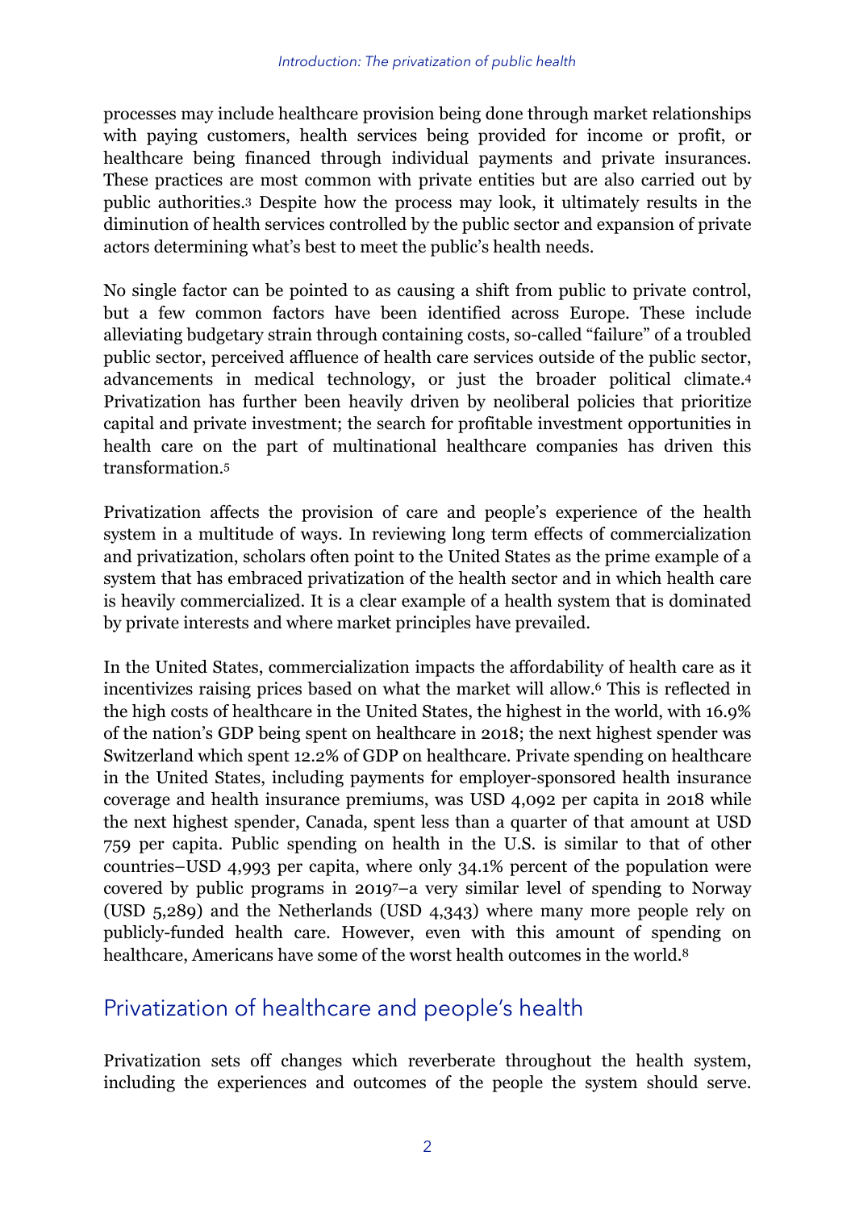processes may include healthcare provision being done through market relationships with paying customers, health services being provided for income or profit, or healthcare being financed through individual payments and private insurances. These practices are most common with private entities but are also carried out by public authorities.[3] Despite how the process may look, it ultimately results in the diminution of health services controlled by the public sector and expansion of private actors determining what's best to meet the public's health needs.

No single factor can be pointed to as causing a shift from public to private control, but a few common factors have been identified across Europe. These include alleviating budgetary strain through containing costs, so-called "failure" of a troubled public sector, perceived affluence of health care services outside of the public sector, advancements in medical technology, or just the broader political climate.[4] Privatization has further been heavily driven by neoliberal policies that prioritize capital and private investment; the search for profitable investment opportunities in health care on the part of multinational healthcare companies has driven this transformation.[5]

Privatization affects the provision of care and people's experience of the health system in a multitude of ways. In reviewing long term effects of commercialization and privatization, scholars often point to the United States as the prime example of a system that has embraced privatization of the health sector and in which health care is heavily commercialized. It is a clear example of a health system that is dominated by private interests and where market principles have prevailed.

In the United States, commercialization impacts the affordability of health care as it incentivizes raising prices based on what the market will allow.[6] This is reflected in the high costs of healthcare in the United States, the highest in the world, with 16.9% of the nation's GDP being spent on healthcare in 2018; the next highest spender was Switzerland which spent 12.2% of GDP on healthcare. Private spending on healthcare in the United States, including payments for employer-sponsored health insurance coverage and health insurance premiums, was USD 4,092 per capita in 2018 while the next highest spender, Canada, spent less than a quarter of that amount at USD 759 per capita. Public spending on health in the U.S. is similar to that of other countries–USD 4,993 per capita, where only 34.1% percent of the population were covered by public programs in 2019[7]–a very similar level of spending to Norway (USD 5,289) and the Netherlands (USD 4,343) where many more people rely on publicly-funded health care. However, even with this amount of spending on healthcare, Americans have some of the worst health outcomes in the world.[8]

## Privatization of healthcare and people's health

Privatization sets off changes which reverberate throughout the health system, including the experiences and outcomes of the people the system should serve.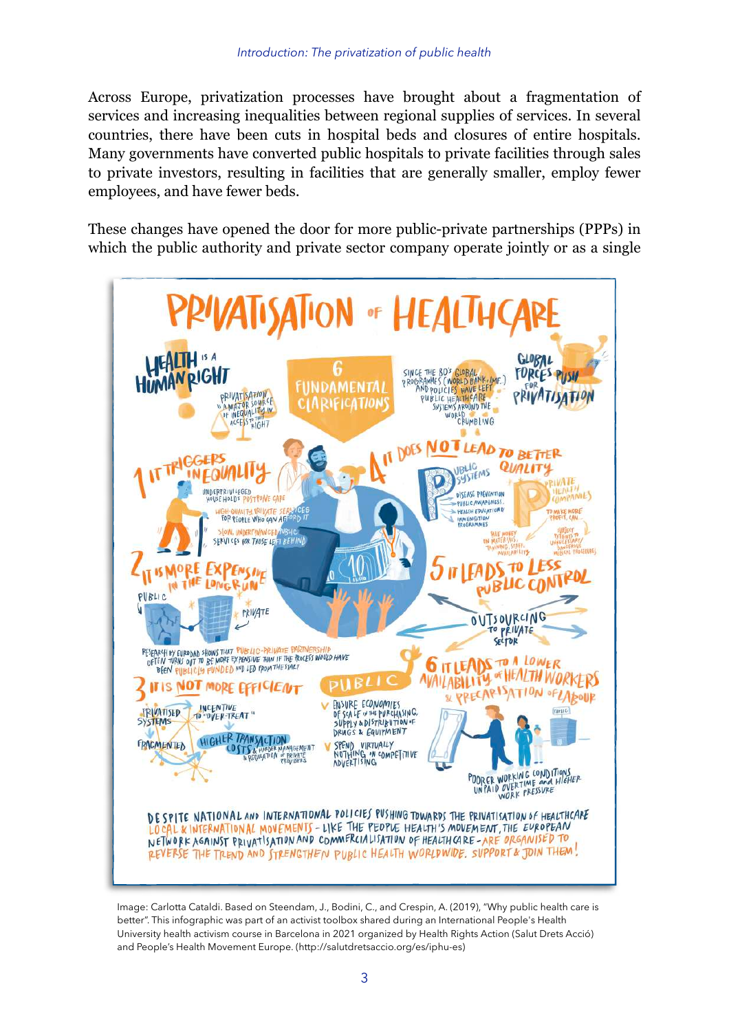Across Europe, privatization processes have brought about a fragmentation of services and increasing inequalities between regional supplies of services. In several countries, there have been cuts in hospital beds and closures of entire hospitals. Many governments have converted public hospitals to private facilities through sales to private investors, resulting in facilities that are generally smaller, employ fewer employees, and have fewer beds.

These changes have opened the door for more public-private partnerships (PPPs) in which the public authority and private sector company operate jointly or as a single

Image: Carlotta Cataldi. Based on Steendam, J., Bodini, C., and Crespin, A. (2019), "Why public health care is better". This infographic was part of an activist toolbox shared during an International People's Health University health activism course in Barcelona in 2021 organized by Health Rights Action (Salut Drets Acció) and People's Health Movement Europe. (http://salutdretsaccio.org/es/iphu-es)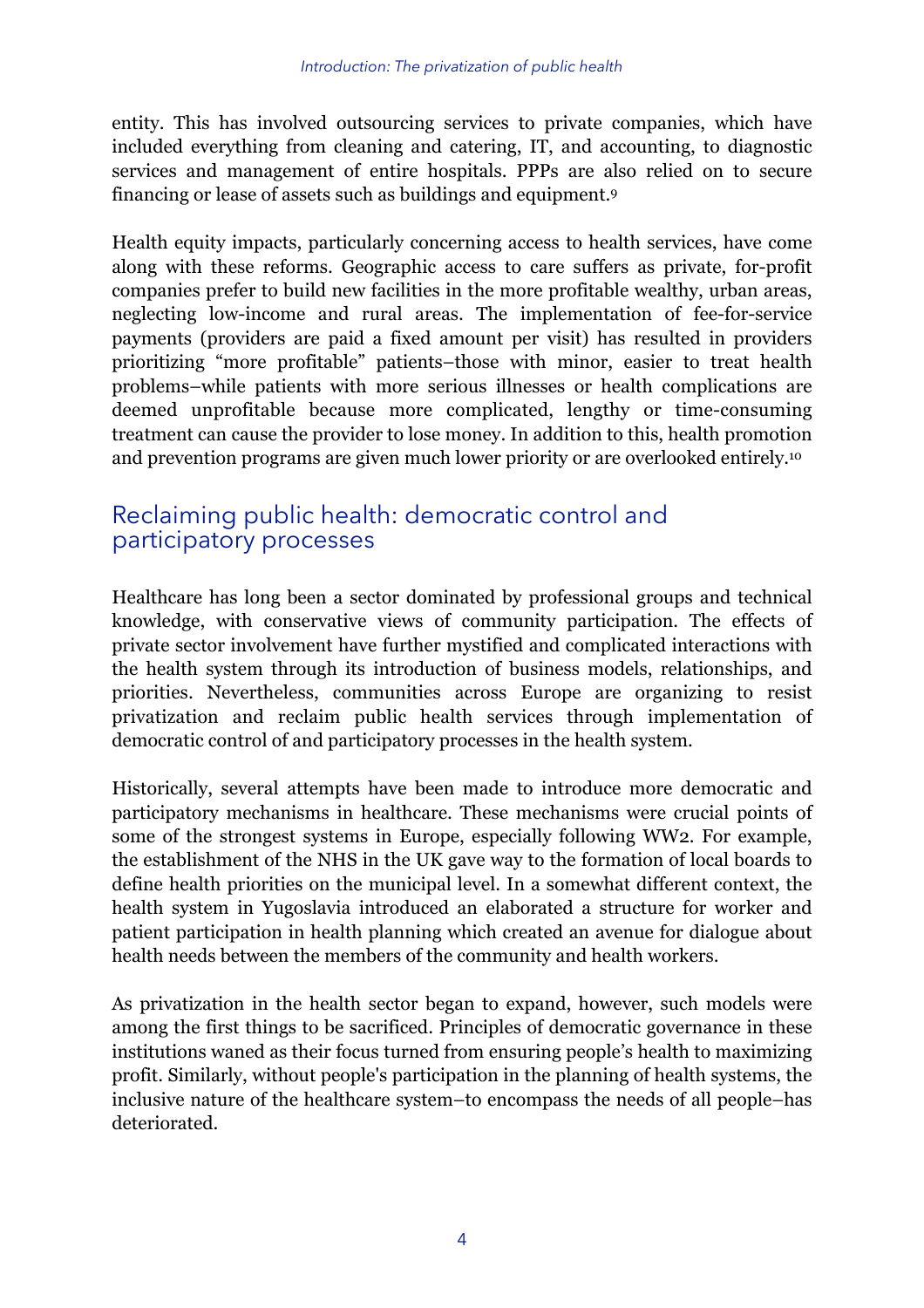entity. This has involved outsourcing services to private companies, which have included everything from cleaning and catering, IT, and accounting, to diagnostic services and management of entire hospitals. PPPs are also relied on to secure financing or lease of assets such as buildings and equipment.[9]

Health equity impacts, particularly concerning access to health services, have come along with these reforms. Geographic access to care suffers as private, for-profit companies prefer to build new facilities in the more profitable wealthy, urban areas, neglecting low-income and rural areas. The implementation of fee-for-service payments (providers are paid a fixed amount per visit) has resulted in providers prioritizing "more profitable" patients–those with minor, easier to treat health problems–while patients with more serious illnesses or health complications are deemed unprofitable because more complicated, lengthy or time-consuming treatment can cause the provider to lose money. In addition to this, health promotion and prevention programs are given much lower priority or are overlooked entirely.[10]

## Reclaiming public health: democratic control and participatory processes

Healthcare has long been a sector dominated by professional groups and technical knowledge, with conservative views of community participation. The effects of private sector involvement have further mystified and complicated interactions with the health system through its introduction of business models, relationships, and priorities. Nevertheless, communities across Europe are organizing to resist privatization and reclaim public health services through implementation of democratic control of and participatory processes in the health system.

Historically, several attempts have been made to introduce more democratic and participatory mechanisms in healthcare. These mechanisms were crucial points of some of the strongest systems in Europe, especially following WW2. For example, the establishment of the NHS in the UK gave way to the formation of local boards to define health priorities on the municipal level. In a somewhat different context, the health system in Yugoslavia introduced an elaborated a structure for worker and patient participation in health planning which created an avenue for dialogue about health needs between the members of the community and health workers.

As privatization in the health sector began to expand, however, such models were among the first things to be sacrificed. Principles of democratic governance in these institutions waned as their focus turned from ensuring people's health to maximizing profit. Similarly, without people's participation in the planning of health systems, the inclusive nature of the healthcare system–to encompass the needs of all people–has deteriorated.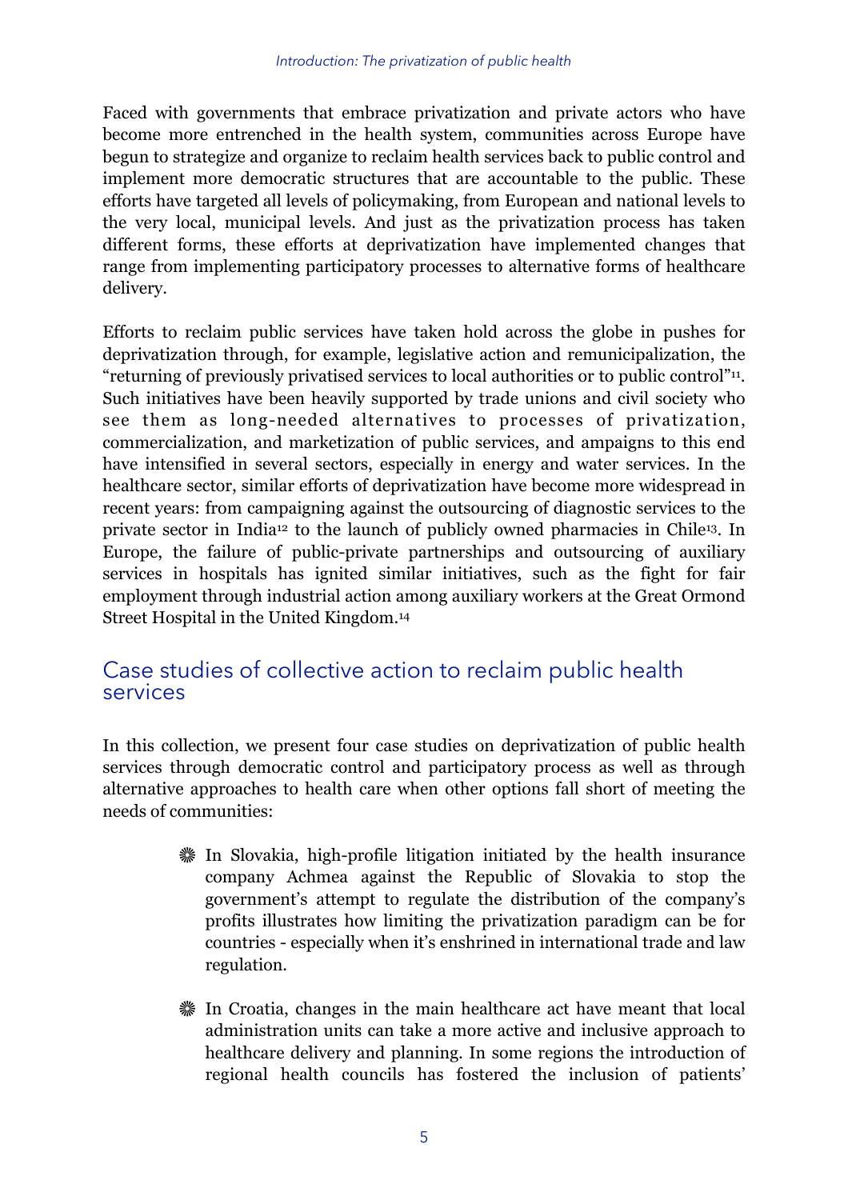Faced with governments that embrace privatization and private actors who have become more entrenched in the health system, communities across Europe have begun to strategize and organize to reclaim health services back to public control and implement more democratic structures that are accountable to the public. These efforts have targeted all levels of policymaking, from European and national levels to the very local, municipal levels. And just as the privatization process has taken different forms, these efforts at deprivatization have implemented changes that range from implementing participatory processes to alternative forms of healthcare delivery.

Efforts to reclaim public services have taken hold across the globe in pushes for deprivatization through, for example, legislative action and remunicipalization, the "returning of previously privatised services to local authorities or to public control"[11]. Such initiatives have been heavily supported by trade unions and civil society who see them as long-needed alternatives to processes of privatization, commercialization, and marketization of public services, and ampaigns to this end have intensified in several sectors, especially in energy and water services. In the healthcare sector, similar efforts of deprivatization have become more widespread in recent years: from campaigning against the outsourcing of diagnostic services to the private sector in India[12] to the launch of publicly owned pharmacies in Chile[13]. In Europe, the failure of public-private partnerships and outsourcing of auxiliary services in hospitals has ignited similar initiatives, such as the fight for fair employment through industrial action among auxiliary workers at the Great Ormond Street Hospital in the United Kingdom.[14]

## Case studies of collective action to reclaim public health services

In this collection, we present four case studies on deprivatization of public health services through democratic control and participatory process as well as through alternative approaches to health care when other options fall short of meeting the needs of communities:

- In Slovakia, high-profile litigation initiated by the health insurance company Achmea against the Republic of Slovakia to stop the government's attempt to regulate the distribution of the company's profits illustrates how limiting the privatization paradigm can be for countries - especially when it's enshrined in international trade and law regulation.

- In Croatia, changes in the main healthcare act have meant that local administration units can take a more active and inclusive approach to healthcare delivery and planning. In some regions the introduction of regional health councils has fostered the inclusion of patients'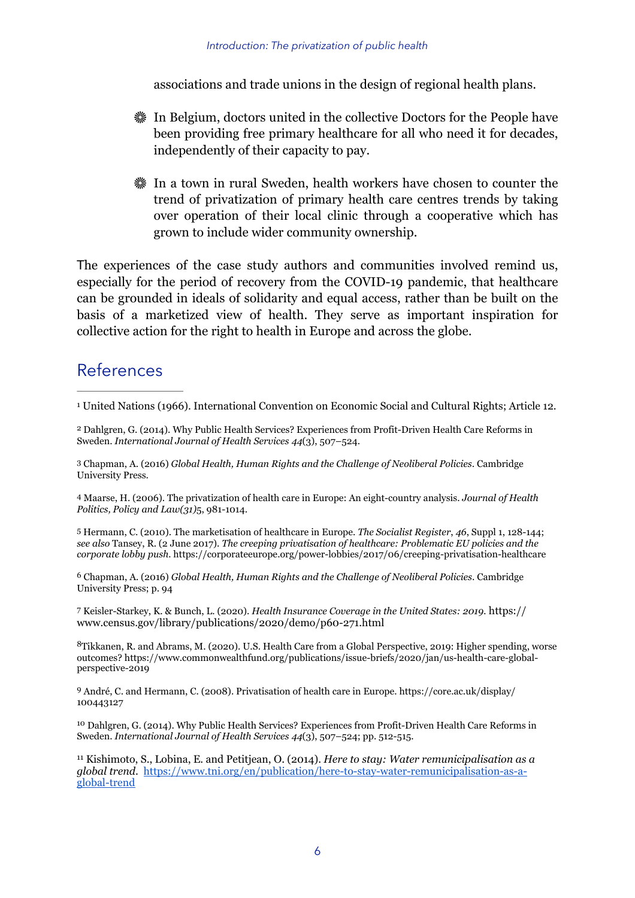associations and trade unions in the design of regional health plans.

- In Belgium, doctors united in the collective Doctors for the People have been providing free primary healthcare for all who need it for decades, independently of their capacity to pay.
- In a town in rural Sweden, health workers have chosen to counter the trend of privatization of primary health care centres trends by taking over operation of their local clinic through a cooperative which has grown to include wider community ownership.

The experiences of the case study authors and communities involved remind us, especially for the period of recovery from the COVID-19 pandemic, that healthcare can be grounded in ideals of solidarity and equal access, rather than be built on the basis of a marketized view of health. They serve as important inspiration for collective action for the right to health in Europe and across the globe.

## References

[1] United Nations (1966). International Convention on Economic Social and Cultural Rights; Article 12.

[2] Dahlgren, G. (2014). Why Public Health Services? Experiences from Profit-Driven Health Care Reforms in Sweden. *International Journal of Health Services 44*(3), 507–524.

[3] Chapman, A. (2016) *Global Health, Human Rights and the Challenge of Neoliberal Policies*. Cambridge University Press.

[4] Maarse, H. (2006). The privatization of health care in Europe: An eight-country analysis. *Journal of Health Politics, Policy and Law(31)*5, 981-1014.

[5] Hermann, C. (2010). The marketisation of healthcare in Europe. *The Socialist Register*, *46*, Suppl 1, 128-144; *see also* Tansey, R. (2 June 2017). *The creeping privatisation of healthcare: Problematic EU policies and the corporate lobby push*. https://corporateeurope.org/power-lobbies/2017/06/creeping-privatisation-healthcare

[6] Chapman, A. (2016) *Global Health, Human Rights and the Challenge of Neoliberal Policies*. Cambridge University Press; p. 94

[7] Keisler-Starkey, K. & Bunch, L. (2020). *Health Insurance Coverage in the United States: 2019*. https://www.census.gov/library/publications/2020/demo/p60-271.html

[8] Tikkanen, R. and Abrams, M. (2020). U.S. Health Care from a Global Perspective, 2019: Higher spending, worse outcomes? https://www.commonwealthfund.org/publications/issue-briefs/2020/jan/us-health-care-global-perspective-2019

[9] André, C. and Hermann, C. (2008). Privatisation of health care in Europe. https://core.ac.uk/display/100443127

[10] Dahlgren, G. (2014). Why Public Health Services? Experiences from Profit-Driven Health Care Reforms in Sweden. *International Journal of Health Services 44*(3), 507–524; pp. 512-515.

[11] Kishimoto, S., Lobina, E. and Petitjean, O. (2014). *Here to stay: Water remunicipalisation as a global trend*. https://www.tni.org/en/publication/here-to-stay-water-remunicipalisation-as-a-global-trend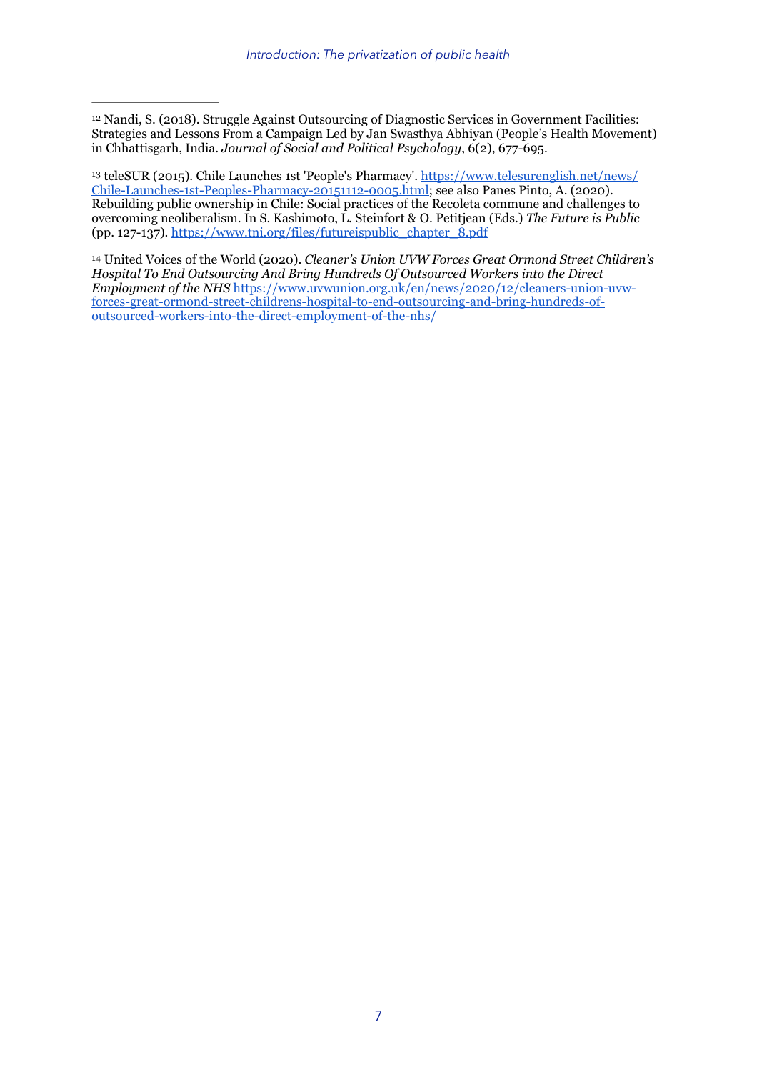[12] Nandi, S. (2018). Struggle Against Outsourcing of Diagnostic Services in Government Facilities: Strategies and Lessons From a Campaign Led by Jan Swasthya Abhiyan (People's Health Movement) in Chhattisgarh, India. *Journal of Social and Political Psychology*, 6(2), 677-695.

[13] teleSUR (2015). Chile Launches 1st 'People's Pharmacy'. [https://www.telesurenglish.net/news/Chile-Launches-1st-Peoples-Pharmacy-20151112-0005.html](https://www.telesurenglish.net/news/Chile-Launches-1st-Peoples-Pharmacy-20151112-0005.html); see also Panes Pinto, A. (2020). Rebuilding public ownership in Chile: Social practices of the Recoleta commune and challenges to overcoming neoliberalism. In S. Kashimoto, L. Steinfort & O. Petitjean (Eds.) *The Future is Public* (pp. 127-137). [https://www.tni.org/files/futureispublic_chapter_8.pdf](https://www.tni.org/files/futureispublic_chapter_8.pdf)

[14] United Voices of the World (2020). *Cleaner's Union UVW Forces Great Ormond Street Children's Hospital To End Outsourcing And Bring Hundreds Of Outsourced Workers into the Direct Employment of the NHS* [https://www.uvwunion.org.uk/en/news/2020/12/cleaners-union-uvw-forces-great-ormond-street-childrens-hospital-to-end-outsourcing-and-bring-hundreds-of-outsourced-workers-into-the-direct-employment-of-the-nhs/](https://www.uvwunion.org.uk/en/news/2020/12/cleaners-union-uvw-forces-great-ormond-street-childrens-hospital-to-end-outsourcing-and-bring-hundreds-of-outsourced-workers-into-the-direct-employment-of-the-nhs/)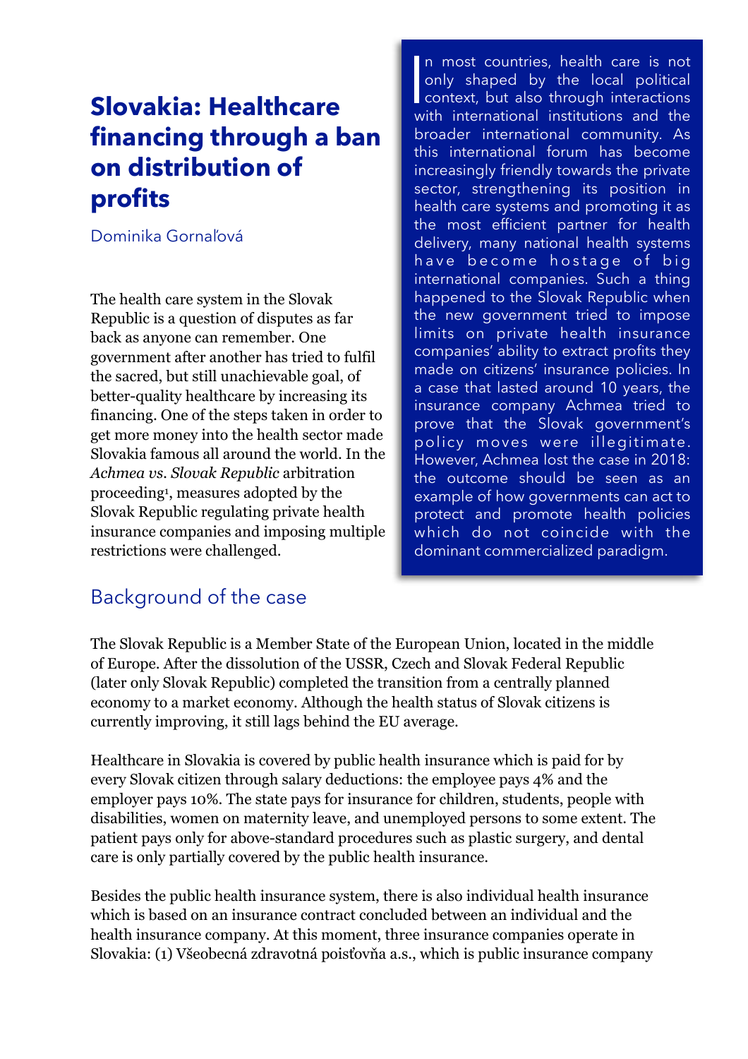# Slovakia: Healthcare financing through a ban on distribution of profits

Dominika Gornaľová

The health care system in the Slovak Republic is a question of disputes as far back as anyone can remember. One government after another has tried to fulfil the sacred, but still unachievable goal, of better-quality healthcare by increasing its financing. One of the steps taken in order to get more money into the health sector made Slovakia famous all around the world. In the *Achmea vs. Slovak Republic* arbitration proceeding[1], measures adopted by the Slovak Republic regulating private health insurance companies and imposing multiple restrictions were challenged.

In most countries, health care is not only shaped by the local political context, but also through interactions with international institutions and the broader international community. As this international forum has become increasingly friendly towards the private sector, strengthening its position in health care systems and promoting it as the most efficient partner for health delivery, many national health systems have become hostage of big international companies. Such a thing happened to the Slovak Republic when the new government tried to impose limits on private health insurance companies' ability to extract profits they made on citizens' insurance policies. In a case that lasted around 10 years, the insurance company Achmea tried to prove that the Slovak government's policy moves were illegitimate. However, Achmea lost the case in 2018: the outcome should be seen as an example of how governments can act to protect and promote health policies which do not coincide with the dominant commercialized paradigm.

## Background of the case

The Slovak Republic is a Member State of the European Union, located in the middle of Europe. After the dissolution of the USSR, Czech and Slovak Federal Republic (later only Slovak Republic) completed the transition from a centrally planned economy to a market economy. Although the health status of Slovak citizens is currently improving, it still lags behind the EU average.

Healthcare in Slovakia is covered by public health insurance which is paid for by every Slovak citizen through salary deductions: the employee pays 4% and the employer pays 10%. The state pays for insurance for children, students, people with disabilities, women on maternity leave, and unemployed persons to some extent. The patient pays only for above-standard procedures such as plastic surgery, and dental care is only partially covered by the public health insurance.

Besides the public health insurance system, there is also individual health insurance which is based on an insurance contract concluded between an individual and the health insurance company. At this moment, three insurance companies operate in Slovakia: (1) Všeobecná zdravotná poisťovňa a.s., which is public insurance company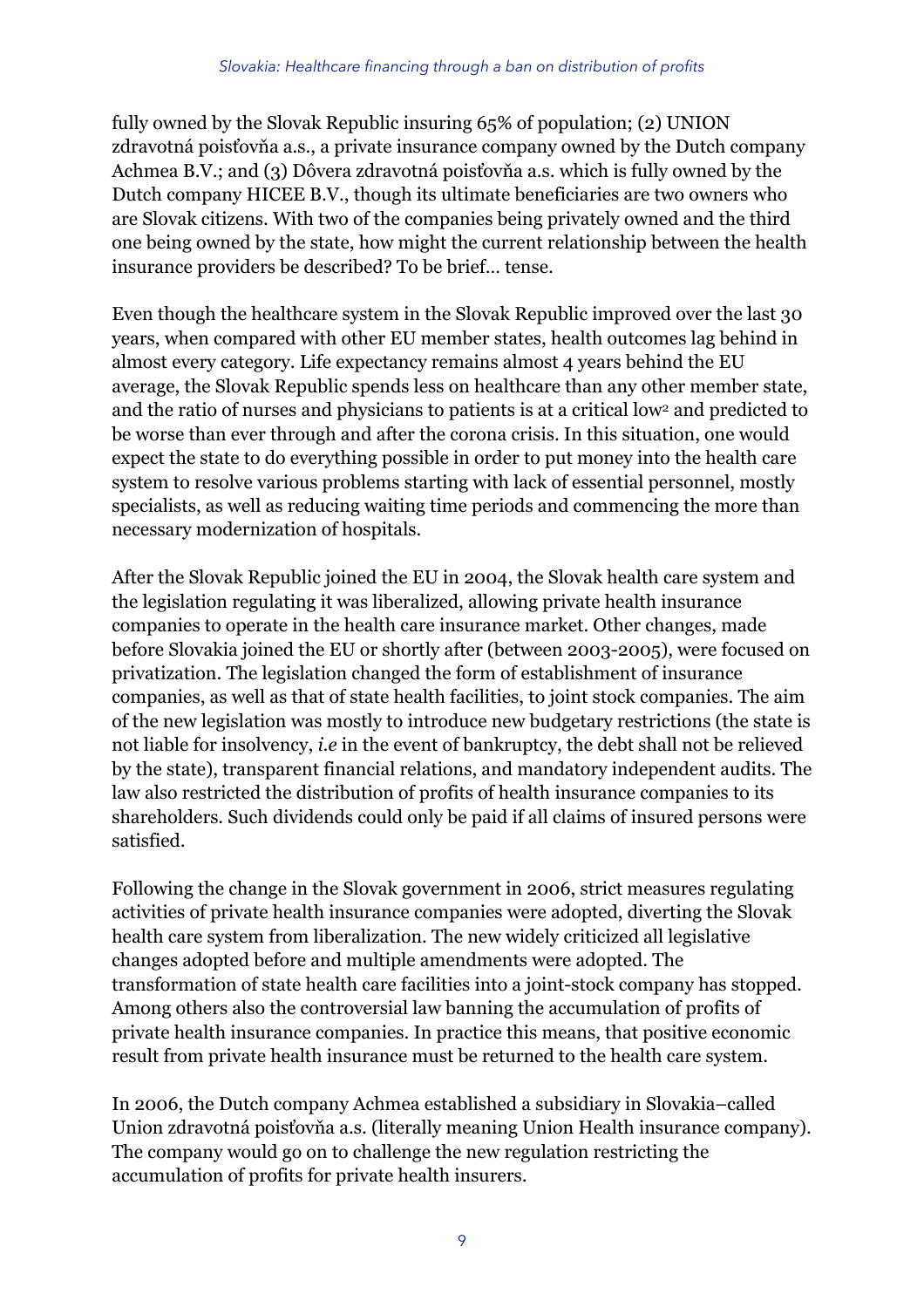fully owned by the Slovak Republic insuring 65% of population; (2) UNION zdravotná poisťovňa a.s., a private insurance company owned by the Dutch company Achmea B.V.; and (3) Dôvera zdravotná poisťovňa a.s. which is fully owned by the Dutch company HICEE B.V., though its ultimate beneficiaries are two owners who are Slovak citizens. With two of the companies being privately owned and the third one being owned by the state, how might the current relationship between the health insurance providers be described? To be brief... tense.

Even though the healthcare system in the Slovak Republic improved over the last 30 years, when compared with other EU member states, health outcomes lag behind in almost every category. Life expectancy remains almost 4 years behind the EU average, the Slovak Republic spends less on healthcare than any other member state, and the ratio of nurses and physicians to patients is at a critical low[2] and predicted to be worse than ever through and after the corona crisis. In this situation, one would expect the state to do everything possible in order to put money into the health care system to resolve various problems starting with lack of essential personnel, mostly specialists, as well as reducing waiting time periods and commencing the more than necessary modernization of hospitals.

After the Slovak Republic joined the EU in 2004, the Slovak health care system and the legislation regulating it was liberalized, allowing private health insurance companies to operate in the health care insurance market. Other changes, made before Slovakia joined the EU or shortly after (between 2003-2005), were focused on privatization. The legislation changed the form of establishment of insurance companies, as well as that of state health facilities, to joint stock companies. The aim of the new legislation was mostly to introduce new budgetary restrictions (the state is not liable for insolvency, *i.e* in the event of bankruptcy, the debt shall not be relieved by the state), transparent financial relations, and mandatory independent audits. The law also restricted the distribution of profits of health insurance companies to its shareholders. Such dividends could only be paid if all claims of insured persons were satisfied.

Following the change in the Slovak government in 2006, strict measures regulating activities of private health insurance companies were adopted, diverting the Slovak health care system from liberalization. The new widely criticized all legislative changes adopted before and multiple amendments were adopted. The transformation of state health care facilities into a joint-stock company has stopped. Among others also the controversial law banning the accumulation of profits of private health insurance companies. In practice this means, that positive economic result from private health insurance must be returned to the health care system.

In 2006, the Dutch company Achmea established a subsidiary in Slovakia–called Union zdravotná poisťovňa a.s. (literally meaning Union Health insurance company). The company would go on to challenge the new regulation restricting the accumulation of profits for private health insurers.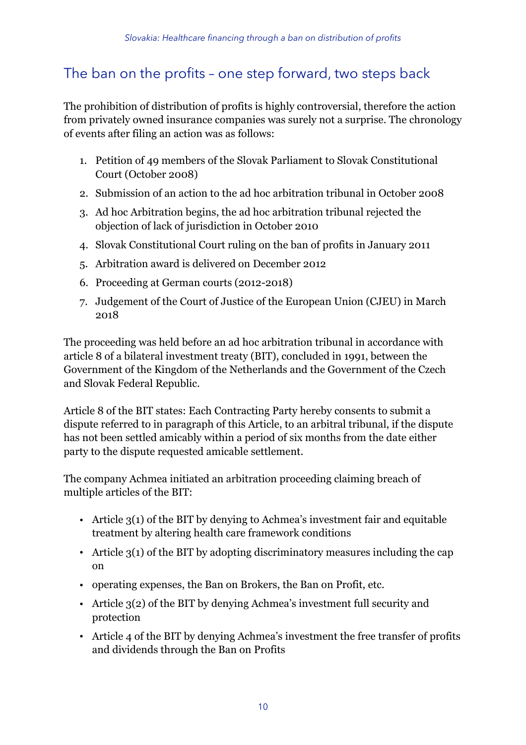## The ban on the profits – one step forward, two steps back

The prohibition of distribution of profits is highly controversial, therefore the action from privately owned insurance companies was surely not a surprise. The chronology of events after filing an action was as follows:

1. Petition of 49 members of the Slovak Parliament to Slovak Constitutional Court (October 2008)
2. Submission of an action to the ad hoc arbitration tribunal in October 2008
3. Ad hoc Arbitration begins, the ad hoc arbitration tribunal rejected the objection of lack of jurisdiction in October 2010
4. Slovak Constitutional Court ruling on the ban of profits in January 2011
5. Arbitration award is delivered on December 2012
6. Proceeding at German courts (2012-2018)
7. Judgement of the Court of Justice of the European Union (CJEU) in March 2018

The proceeding was held before an ad hoc arbitration tribunal in accordance with article 8 of a bilateral investment treaty (BIT), concluded in 1991, between the Government of the Kingdom of the Netherlands and the Government of the Czech and Slovak Federal Republic.

Article 8 of the BIT states: Each Contracting Party hereby consents to submit a dispute referred to in paragraph of this Article, to an arbitral tribunal, if the dispute has not been settled amicably within a period of six months from the date either party to the dispute requested amicable settlement.

The company Achmea initiated an arbitration proceeding claiming breach of multiple articles of the BIT:

- Article 3(1) of the BIT by denying to Achmea's investment fair and equitable treatment by altering health care framework conditions
- Article 3(1) of the BIT by adopting discriminatory measures including the cap on
- operating expenses, the Ban on Brokers, the Ban on Profit, etc.
- Article 3(2) of the BIT by denying Achmea's investment full security and protection
- Article 4 of the BIT by denying Achmea's investment the free transfer of profits and dividends through the Ban on Profits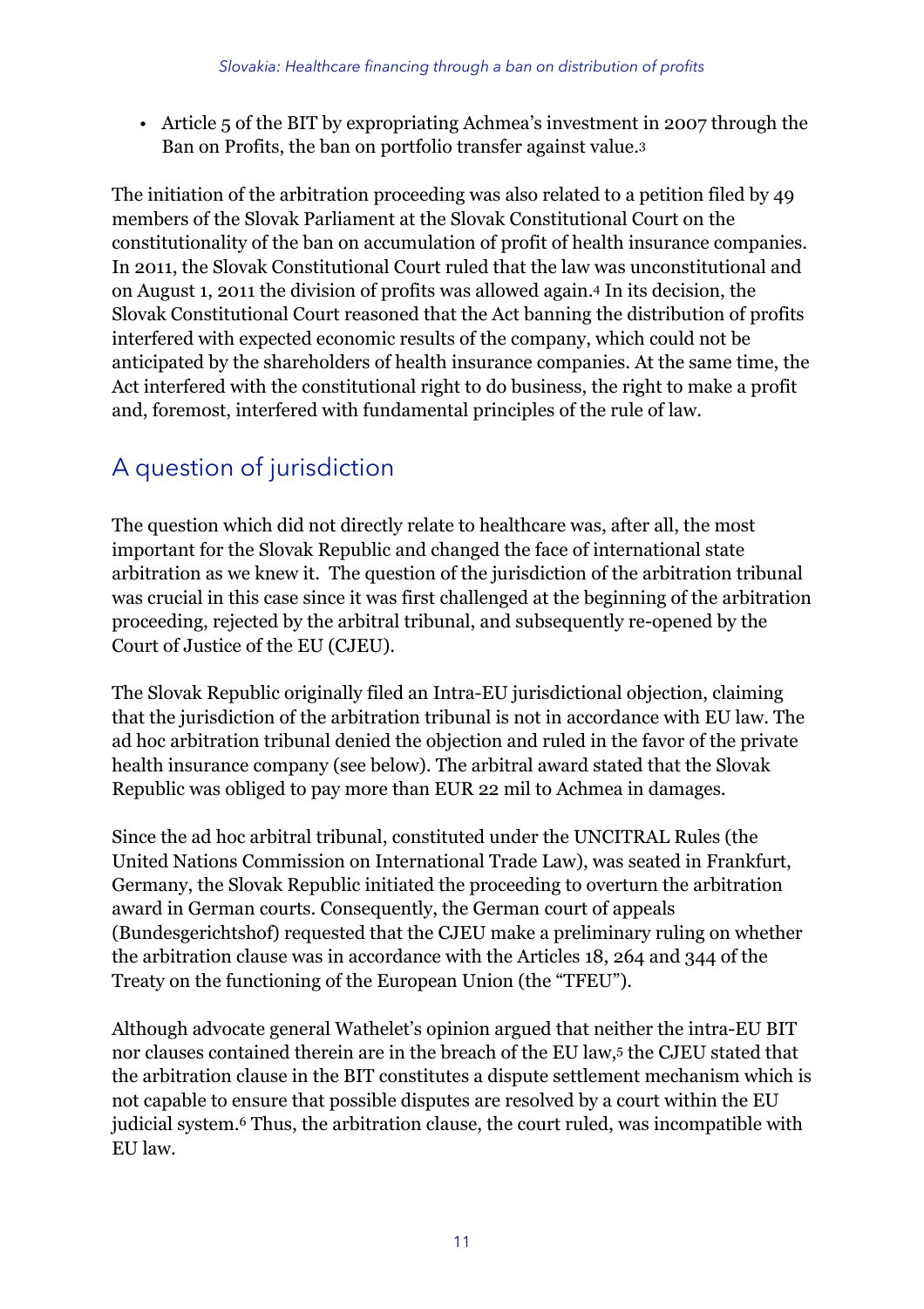- Article 5 of the BIT by expropriating Achmea's investment in 2007 through the Ban on Profits, the ban on portfolio transfer against value.[3]

The initiation of the arbitration proceeding was also related to a petition filed by 49 members of the Slovak Parliament at the Slovak Constitutional Court on the constitutionality of the ban on accumulation of profit of health insurance companies. In 2011, the Slovak Constitutional Court ruled that the law was unconstitutional and on August 1, 2011 the division of profits was allowed again.[4] In its decision, the Slovak Constitutional Court reasoned that the Act banning the distribution of profits interfered with expected economic results of the company, which could not be anticipated by the shareholders of health insurance companies. At the same time, the Act interfered with the constitutional right to do business, the right to make a profit and, foremost, interfered with fundamental principles of the rule of law.

## A question of jurisdiction

The question which did not directly relate to healthcare was, after all, the most important for the Slovak Republic and changed the face of international state arbitration as we knew it. The question of the jurisdiction of the arbitration tribunal was crucial in this case since it was first challenged at the beginning of the arbitration proceeding, rejected by the arbitral tribunal, and subsequently re-opened by the Court of Justice of the EU (CJEU).

The Slovak Republic originally filed an Intra-EU jurisdictional objection, claiming that the jurisdiction of the arbitration tribunal is not in accordance with EU law. The ad hoc arbitration tribunal denied the objection and ruled in the favor of the private health insurance company (see below). The arbitral award stated that the Slovak Republic was obliged to pay more than EUR 22 mil to Achmea in damages.

Since the ad hoc arbitral tribunal, constituted under the UNCITRAL Rules (the United Nations Commission on International Trade Law), was seated in Frankfurt, Germany, the Slovak Republic initiated the proceeding to overturn the arbitration award in German courts. Consequently, the German court of appeals (Bundesgerichtshof) requested that the CJEU make a preliminary ruling on whether the arbitration clause was in accordance with the Articles 18, 264 and 344 of the Treaty on the functioning of the European Union (the "TFEU").

Although advocate general Wathelet's opinion argued that neither the intra-EU BIT nor clauses contained therein are in the breach of the EU law,[5] the CJEU stated that the arbitration clause in the BIT constitutes a dispute settlement mechanism which is not capable to ensure that possible disputes are resolved by a court within the EU judicial system.[6] Thus, the arbitration clause, the court ruled, was incompatible with EU law.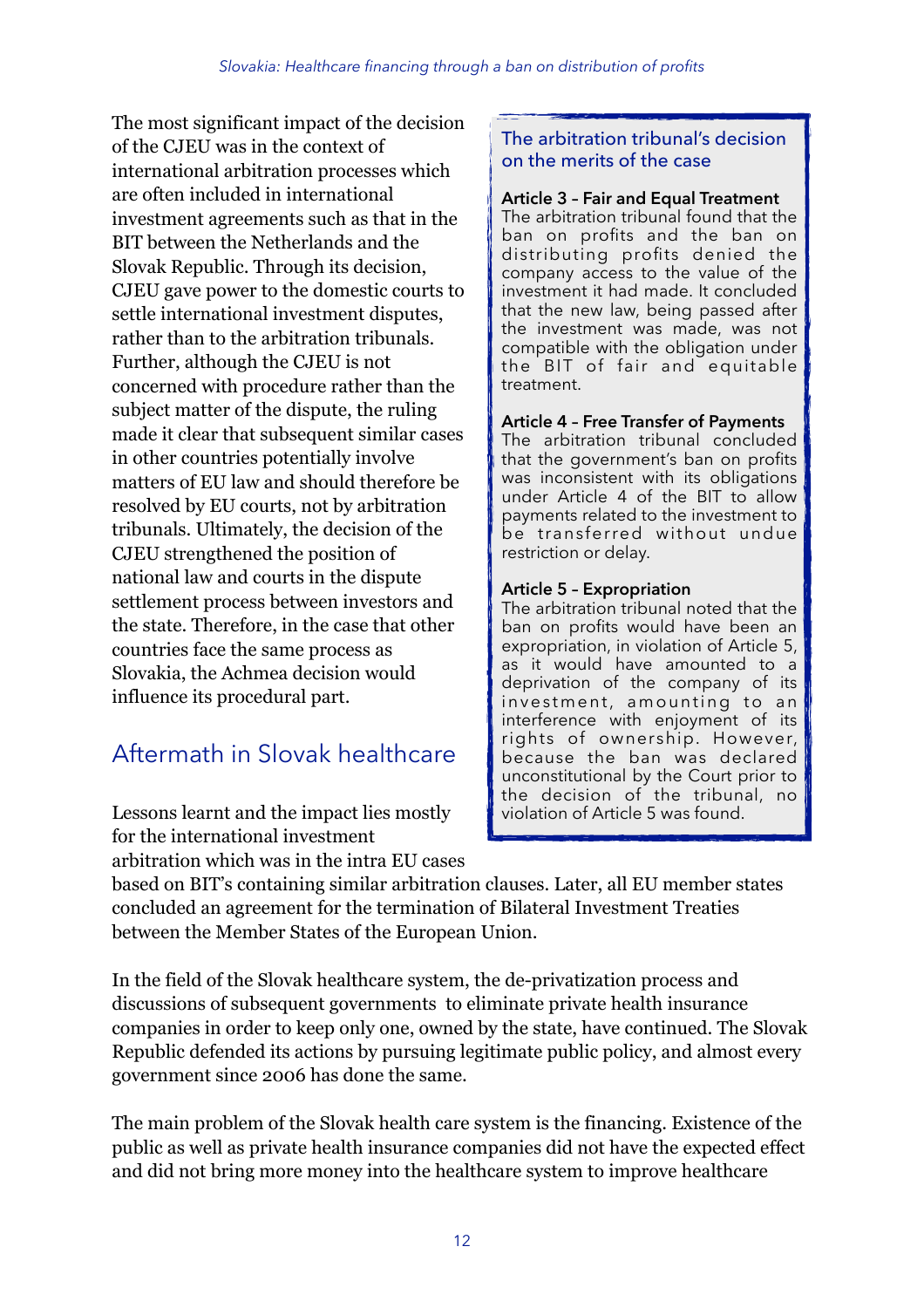The most significant impact of the decision of the CJEU was in the context of international arbitration processes which are often included in international investment agreements such as that in the BIT between the Netherlands and the Slovak Republic. Through its decision, CJEU gave power to the domestic courts to settle international investment disputes, rather than to the arbitration tribunals. Further, although the CJEU is not concerned with procedure rather than the subject matter of the dispute, the ruling made it clear that subsequent similar cases in other countries potentially involve matters of EU law and should therefore be resolved by EU courts, not by arbitration tribunals. Ultimately, the decision of the CJEU strengthened the position of national law and courts in the dispute settlement process between investors and the state. Therefore, in the case that other countries face the same process as Slovakia, the Achmea decision would influence its procedural part.

> ### The arbitration tribunal's decision on the merits of the case
>
> **Article 3 – Fair and Equal Treatment**
> The arbitration tribunal found that the ban on profits and the ban on distributing profits denied the company access to the value of the investment it had made. It concluded that the new law, being passed after the investment was made, was not compatible with the obligation under the BIT of fair and equitable treatment.
>
> **Article 4 – Free Transfer of Payments**
> The arbitration tribunal concluded that the government's ban on profits was inconsistent with its obligations under Article 4 of the BIT to allow payments related to the investment to be transferred without undue restriction or delay.
>
> **Article 5 – Expropriation**
> The arbitration tribunal noted that the ban on profits would have been an expropriation, in violation of Article 5, as it would have amounted to a deprivation of the company of its investment, amounting to an interference with enjoyment of its rights of ownership. However, because the ban was declared unconstitutional by the Court prior to the decision of the tribunal, no violation of Article 5 was found.

## Aftermath in Slovak healthcare

Lessons learnt and the impact lies mostly for the international investment arbitration which was in the intra EU cases based on BIT's containing similar arbitration clauses. Later, all EU member states concluded an agreement for the termination of Bilateral Investment Treaties between the Member States of the European Union.

In the field of the Slovak healthcare system, the de-privatization process and discussions of subsequent governments to eliminate private health insurance companies in order to keep only one, owned by the state, have continued. The Slovak Republic defended its actions by pursuing legitimate public policy, and almost every government since 2006 has done the same.

The main problem of the Slovak health care system is the financing. Existence of the public as well as private health insurance companies did not have the expected effect and did not bring more money into the healthcare system to improve healthcare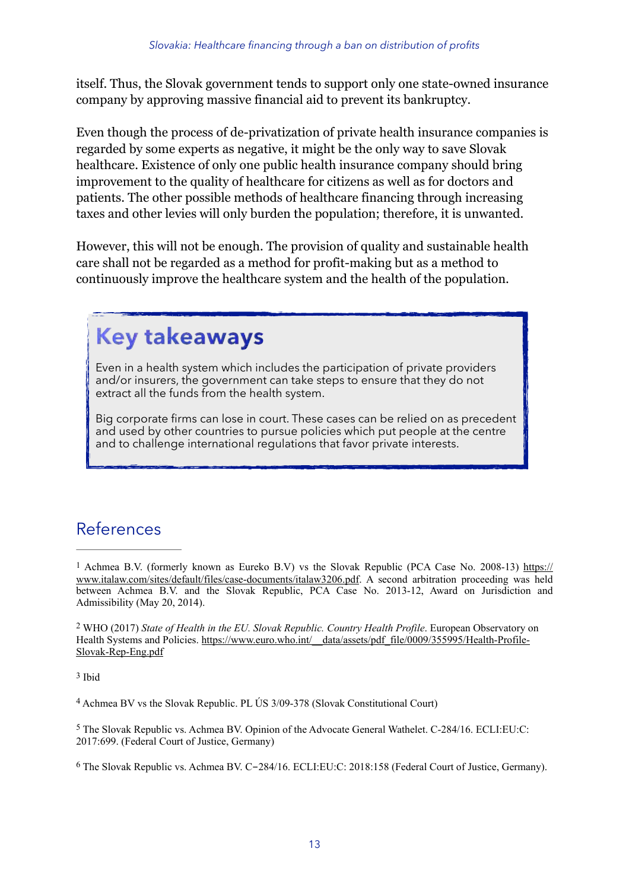itself. Thus, the Slovak government tends to support only one state-owned insurance company by approving massive financial aid to prevent its bankruptcy.

Even though the process of de-privatization of private health insurance companies is regarded by some experts as negative, it might be the only way to save Slovak healthcare. Existence of only one public health insurance company should bring improvement to the quality of healthcare for citizens as well as for doctors and patients. The other possible methods of healthcare financing through increasing taxes and other levies will only burden the population; therefore, it is unwanted.

However, this will not be enough. The provision of quality and sustainable health care shall not be regarded as a method for profit-making but as a method to continuously improve the healthcare system and the health of the population.

> ## Key takeaways
>
> Even in a health system which includes the participation of private providers and/or insurers, the government can take steps to ensure that they do not extract all the funds from the health system.
>
> Big corporate firms can lose in court. These cases can be relied on as precedent and used by other countries to pursue policies which put people at the centre and to challenge international regulations that favor private interests.

## References

[1] Achmea B.V. (formerly known as Eureko B.V) vs the Slovak Republic (PCA Case No. 2008-13) https://www.italaw.com/sites/default/files/case-documents/italaw3206.pdf. A second arbitration proceeding was held between Achmea B.V. and the Slovak Republic, PCA Case No. 2013-12, Award on Jurisdiction and Admissibility (May 20, 2014).

[2] WHO (2017) *State of Health in the EU. Slovak Republic. Country Health Profile*. European Observatory on Health Systems and Policies. https://www.euro.who.int/__data/assets/pdf_file/0009/355995/Health-Profile-Slovak-Rep-Eng.pdf

[3] Ibid

[4] Achmea BV vs the Slovak Republic. PL ÚS 3/09-378 (Slovak Constitutional Court)

[5] The Slovak Republic vs. Achmea BV. Opinion of the Advocate General Wathelet. C-284/16. ECLI:EU:C:2017:699. (Federal Court of Justice, Germany)

[6] The Slovak Republic vs. Achmea BV. C−284/16. ECLI:EU:C: 2018:158 (Federal Court of Justice, Germany).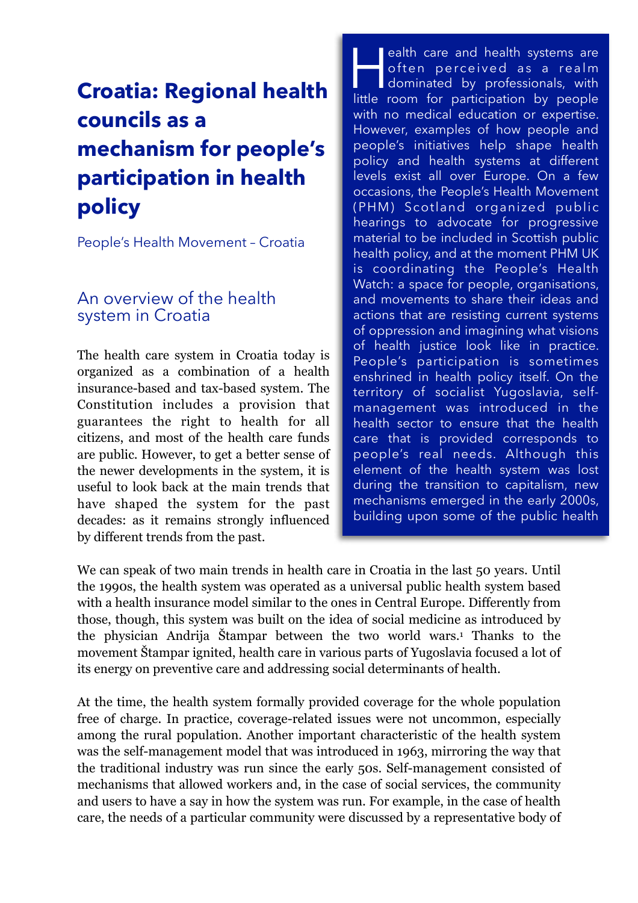# Croatia: Regional health councils as a mechanism for people's participation in health policy

People's Health Movement – Croatia

Health care and health systems are often perceived as a realm dominated by professionals, with little room for participation by people with no medical education or expertise. However, examples of how people and people's initiatives help shape health policy and health systems at different levels exist all over Europe. On a few occasions, the People's Health Movement (PHM) Scotland organized public hearings to advocate for progressive material to be included in Scottish public health policy, and at the moment PHM UK is coordinating the People's Health Watch: a space for people, organisations, and movements to share their ideas and actions that are resisting current systems of oppression and imagining what visions of health justice look like in practice. People's participation is sometimes enshrined in health policy itself. On the territory of socialist Yugoslavia, self-management was introduced in the health sector to ensure that the health care that is provided corresponds to people's real needs. Although this element of the health system was lost during the transition to capitalism, new mechanisms emerged in the early 2000s, building upon some of the public health

## An overview of the health system in Croatia

The health care system in Croatia today is organized as a combination of a health insurance-based and tax-based system. The Constitution includes a provision that guarantees the right to health for all citizens, and most of the health care funds are public. However, to get a better sense of the newer developments in the system, it is useful to look back at the main trends that have shaped the system for the past decades: as it remains strongly influenced by different trends from the past.

We can speak of two main trends in health care in Croatia in the last 50 years. Until the 1990s, the health system was operated as a universal public health system based with a health insurance model similar to the ones in Central Europe. Differently from those, though, this system was built on the idea of social medicine as introduced by the physician Andrija Štampar between the two world wars.[1] Thanks to the movement Štampar ignited, health care in various parts of Yugoslavia focused a lot of its energy on preventive care and addressing social determinants of health.

At the time, the health system formally provided coverage for the whole population free of charge. In practice, coverage-related issues were not uncommon, especially among the rural population. Another important characteristic of the health system was the self-management model that was introduced in 1963, mirroring the way that the traditional industry was run since the early 50s. Self-management consisted of mechanisms that allowed workers and, in the case of social services, the community and users to have a say in how the system was run. For example, in the case of health care, the needs of a particular community were discussed by a representative body of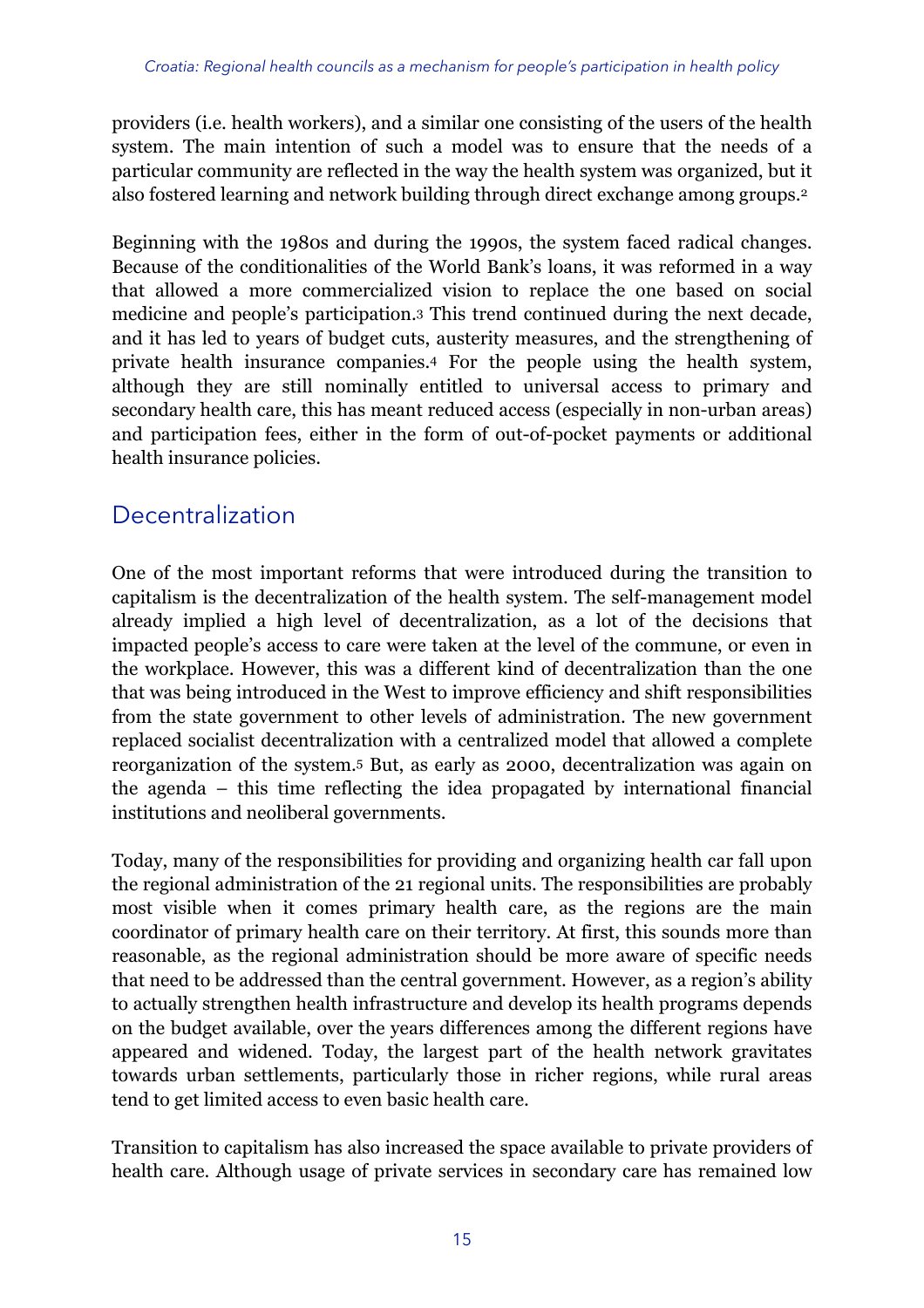providers (i.e. health workers), and a similar one consisting of the users of the health system. The main intention of such a model was to ensure that the needs of a particular community are reflected in the way the health system was organized, but it also fostered learning and network building through direct exchange among groups.[2]

Beginning with the 1980s and during the 1990s, the system faced radical changes. Because of the conditionalities of the World Bank's loans, it was reformed in a way that allowed a more commercialized vision to replace the one based on social medicine and people's participation.[3] This trend continued during the next decade, and it has led to years of budget cuts, austerity measures, and the strengthening of private health insurance companies.[4] For the people using the health system, although they are still nominally entitled to universal access to primary and secondary health care, this has meant reduced access (especially in non-urban areas) and participation fees, either in the form of out-of-pocket payments or additional health insurance policies.

## Decentralization

One of the most important reforms that were introduced during the transition to capitalism is the decentralization of the health system. The self-management model already implied a high level of decentralization, as a lot of the decisions that impacted people's access to care were taken at the level of the commune, or even in the workplace. However, this was a different kind of decentralization than the one that was being introduced in the West to improve efficiency and shift responsibilities from the state government to other levels of administration. The new government replaced socialist decentralization with a centralized model that allowed a complete reorganization of the system.[5] But, as early as 2000, decentralization was again on the agenda – this time reflecting the idea propagated by international financial institutions and neoliberal governments.

Today, many of the responsibilities for providing and organizing health car fall upon the regional administration of the 21 regional units. The responsibilities are probably most visible when it comes primary health care, as the regions are the main coordinator of primary health care on their territory. At first, this sounds more than reasonable, as the regional administration should be more aware of specific needs that need to be addressed than the central government. However, as a region's ability to actually strengthen health infrastructure and develop its health programs depends on the budget available, over the years differences among the different regions have appeared and widened. Today, the largest part of the health network gravitates towards urban settlements, particularly those in richer regions, while rural areas tend to get limited access to even basic health care.

Transition to capitalism has also increased the space available to private providers of health care. Although usage of private services in secondary care has remained low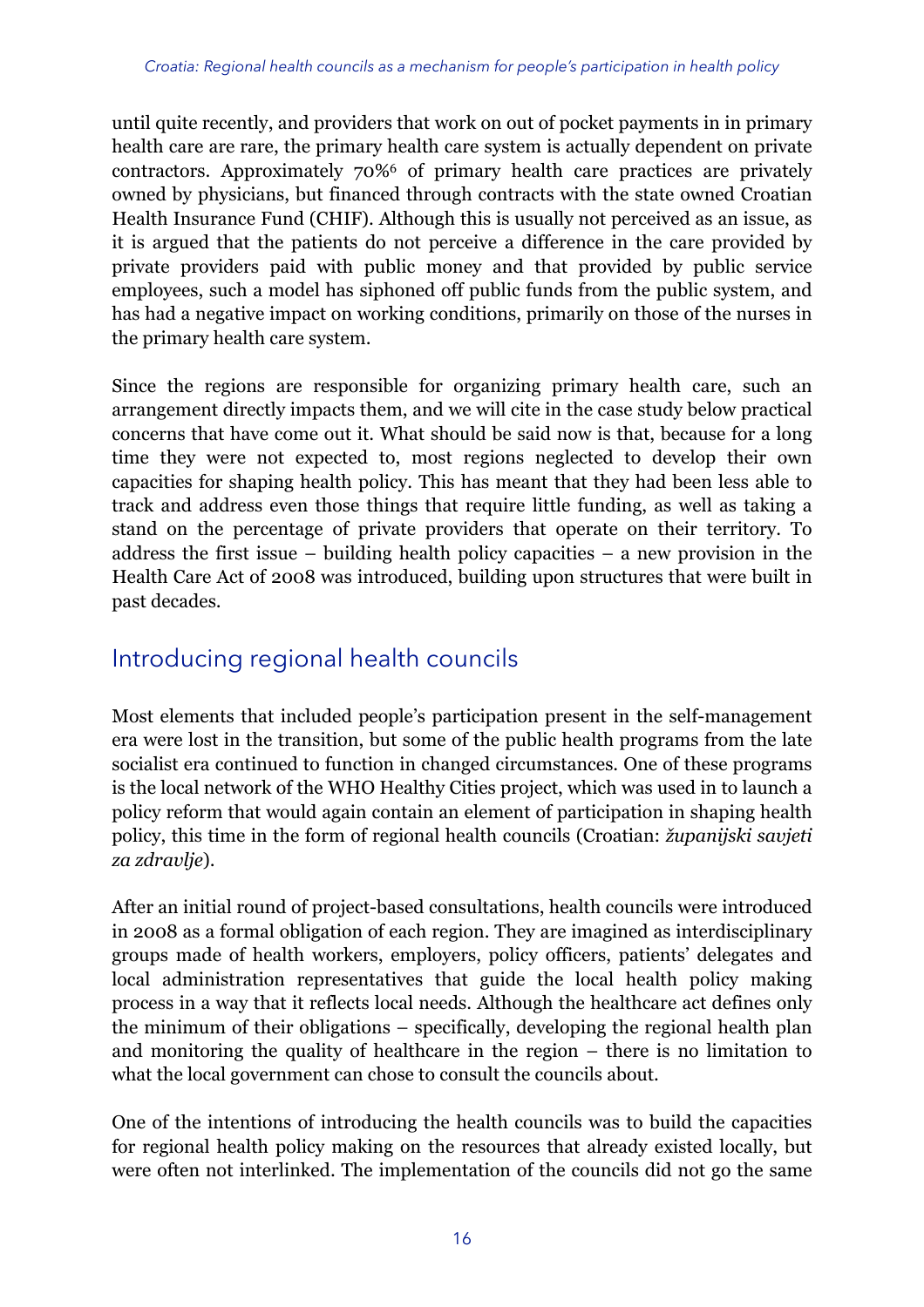until quite recently, and providers that work on out of pocket payments in in primary health care are rare, the primary health care system is actually dependent on private contractors. Approximately 70%[6] of primary health care practices are privately owned by physicians, but financed through contracts with the state owned Croatian Health Insurance Fund (CHIF). Although this is usually not perceived as an issue, as it is argued that the patients do not perceive a difference in the care provided by private providers paid with public money and that provided by public service employees, such a model has siphoned off public funds from the public system, and has had a negative impact on working conditions, primarily on those of the nurses in the primary health care system.

Since the regions are responsible for organizing primary health care, such an arrangement directly impacts them, and we will cite in the case study below practical concerns that have come out it. What should be said now is that, because for a long time they were not expected to, most regions neglected to develop their own capacities for shaping health policy. This has meant that they had been less able to track and address even those things that require little funding, as well as taking a stand on the percentage of private providers that operate on their territory. To address the first issue – building health policy capacities – a new provision in the Health Care Act of 2008 was introduced, building upon structures that were built in past decades.

## Introducing regional health councils

Most elements that included people's participation present in the self-management era were lost in the transition, but some of the public health programs from the late socialist era continued to function in changed circumstances. One of these programs is the local network of the WHO Healthy Cities project, which was used in to launch a policy reform that would again contain an element of participation in shaping health policy, this time in the form of regional health councils (Croatian: *županijski savjeti za zdravlje*).

After an initial round of project-based consultations, health councils were introduced in 2008 as a formal obligation of each region. They are imagined as interdisciplinary groups made of health workers, employers, policy officers, patients' delegates and local administration representatives that guide the local health policy making process in a way that it reflects local needs. Although the healthcare act defines only the minimum of their obligations – specifically, developing the regional health plan and monitoring the quality of healthcare in the region – there is no limitation to what the local government can chose to consult the councils about.

One of the intentions of introducing the health councils was to build the capacities for regional health policy making on the resources that already existed locally, but were often not interlinked. The implementation of the councils did not go the same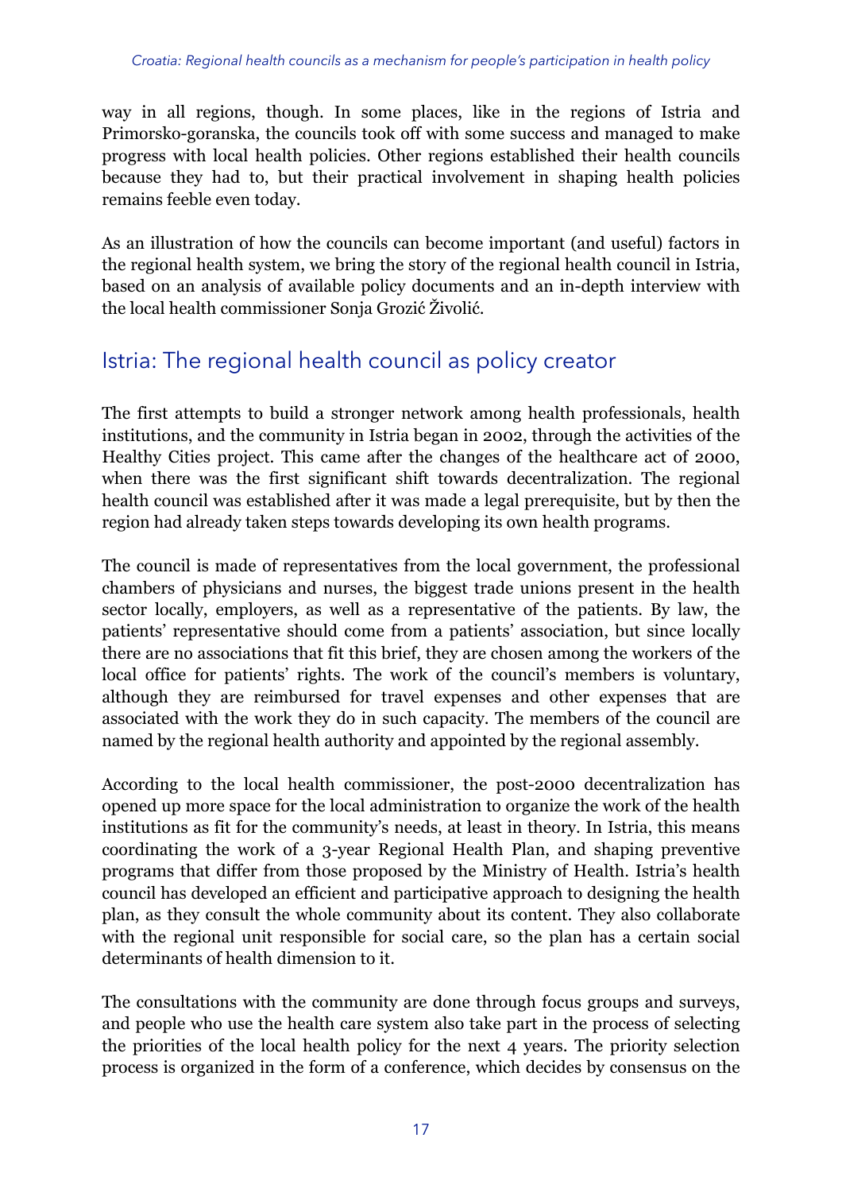way in all regions, though. In some places, like in the regions of Istria and Primorsko-goranska, the councils took off with some success and managed to make progress with local health policies. Other regions established their health councils because they had to, but their practical involvement in shaping health policies remains feeble even today.

As an illustration of how the councils can become important (and useful) factors in the regional health system, we bring the story of the regional health council in Istria, based on an analysis of available policy documents and an in-depth interview with the local health commissioner Sonja Grozić Živolić.

## Istria: The regional health council as policy creator

The first attempts to build a stronger network among health professionals, health institutions, and the community in Istria began in 2002, through the activities of the Healthy Cities project. This came after the changes of the healthcare act of 2000, when there was the first significant shift towards decentralization. The regional health council was established after it was made a legal prerequisite, but by then the region had already taken steps towards developing its own health programs.

The council is made of representatives from the local government, the professional chambers of physicians and nurses, the biggest trade unions present in the health sector locally, employers, as well as a representative of the patients. By law, the patients' representative should come from a patients' association, but since locally there are no associations that fit this brief, they are chosen among the workers of the local office for patients' rights. The work of the council's members is voluntary, although they are reimbursed for travel expenses and other expenses that are associated with the work they do in such capacity. The members of the council are named by the regional health authority and appointed by the regional assembly.

According to the local health commissioner, the post-2000 decentralization has opened up more space for the local administration to organize the work of the health institutions as fit for the community's needs, at least in theory. In Istria, this means coordinating the work of a 3-year Regional Health Plan, and shaping preventive programs that differ from those proposed by the Ministry of Health. Istria's health council has developed an efficient and participative approach to designing the health plan, as they consult the whole community about its content. They also collaborate with the regional unit responsible for social care, so the plan has a certain social determinants of health dimension to it.

The consultations with the community are done through focus groups and surveys, and people who use the health care system also take part in the process of selecting the priorities of the local health policy for the next 4 years. The priority selection process is organized in the form of a conference, which decides by consensus on the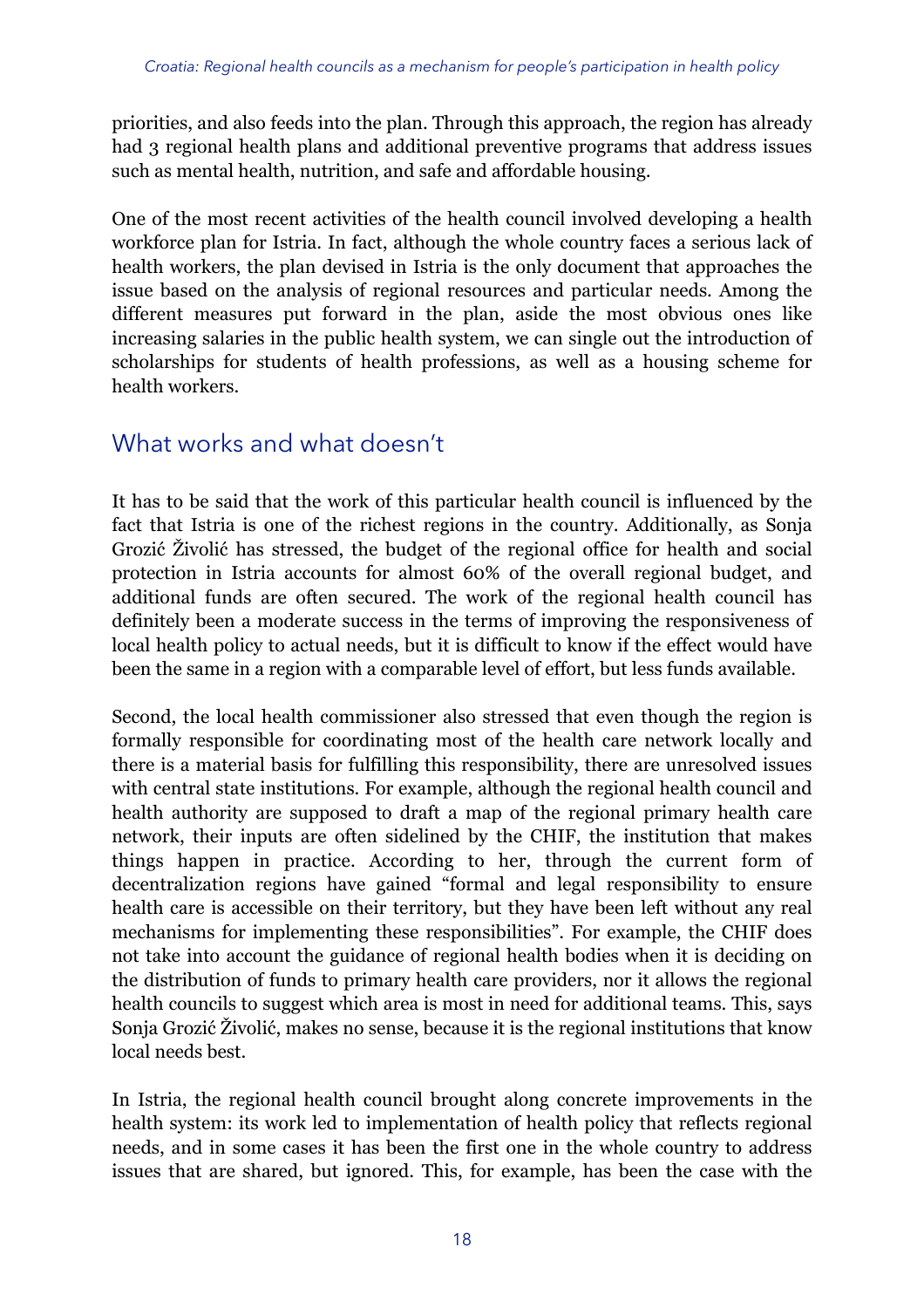priorities, and also feeds into the plan. Through this approach, the region has already had 3 regional health plans and additional preventive programs that address issues such as mental health, nutrition, and safe and affordable housing.

One of the most recent activities of the health council involved developing a health workforce plan for Istria. In fact, although the whole country faces a serious lack of health workers, the plan devised in Istria is the only document that approaches the issue based on the analysis of regional resources and particular needs. Among the different measures put forward in the plan, aside the most obvious ones like increasing salaries in the public health system, we can single out the introduction of scholarships for students of health professions, as well as a housing scheme for health workers.

## What works and what doesn't

It has to be said that the work of this particular health council is influenced by the fact that Istria is one of the richest regions in the country. Additionally, as Sonja Grozić Živolić has stressed, the budget of the regional office for health and social protection in Istria accounts for almost 60% of the overall regional budget, and additional funds are often secured. The work of the regional health council has definitely been a moderate success in the terms of improving the responsiveness of local health policy to actual needs, but it is difficult to know if the effect would have been the same in a region with a comparable level of effort, but less funds available.

Second, the local health commissioner also stressed that even though the region is formally responsible for coordinating most of the health care network locally and there is a material basis for fulfilling this responsibility, there are unresolved issues with central state institutions. For example, although the regional health council and health authority are supposed to draft a map of the regional primary health care network, their inputs are often sidelined by the CHIF, the institution that makes things happen in practice. According to her, through the current form of decentralization regions have gained "formal and legal responsibility to ensure health care is accessible on their territory, but they have been left without any real mechanisms for implementing these responsibilities". For example, the CHIF does not take into account the guidance of regional health bodies when it is deciding on the distribution of funds to primary health care providers, nor it allows the regional health councils to suggest which area is most in need for additional teams. This, says Sonja Grozić Živolić, makes no sense, because it is the regional institutions that know local needs best.

In Istria, the regional health council brought along concrete improvements in the health system: its work led to implementation of health policy that reflects regional needs, and in some cases it has been the first one in the whole country to address issues that are shared, but ignored. This, for example, has been the case with the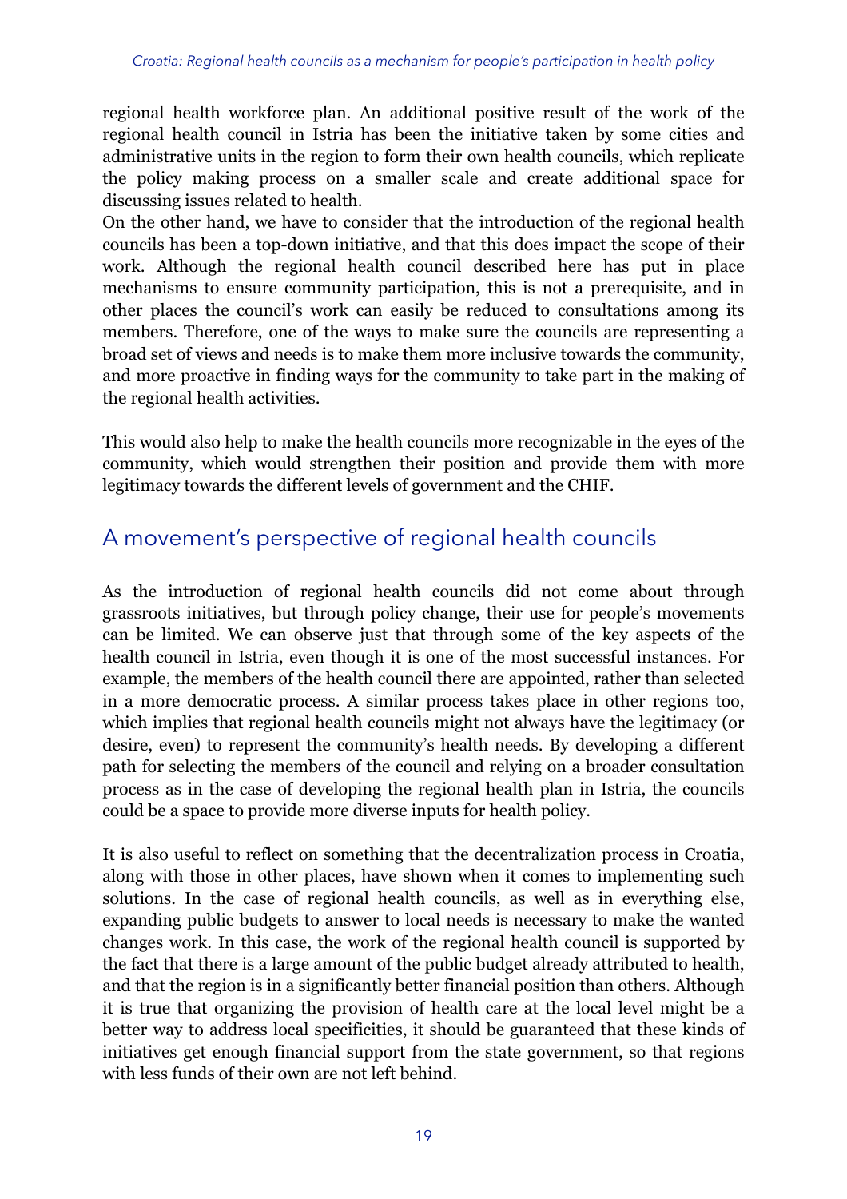regional health workforce plan. An additional positive result of the work of the regional health council in Istria has been the initiative taken by some cities and administrative units in the region to form their own health councils, which replicate the policy making process on a smaller scale and create additional space for discussing issues related to health.

On the other hand, we have to consider that the introduction of the regional health councils has been a top-down initiative, and that this does impact the scope of their work. Although the regional health council described here has put in place mechanisms to ensure community participation, this is not a prerequisite, and in other places the council's work can easily be reduced to consultations among its members. Therefore, one of the ways to make sure the councils are representing a broad set of views and needs is to make them more inclusive towards the community, and more proactive in finding ways for the community to take part in the making of the regional health activities.

This would also help to make the health councils more recognizable in the eyes of the community, which would strengthen their position and provide them with more legitimacy towards the different levels of government and the CHIF.

## A movement's perspective of regional health councils

As the introduction of regional health councils did not come about through grassroots initiatives, but through policy change, their use for people's movements can be limited. We can observe just that through some of the key aspects of the health council in Istria, even though it is one of the most successful instances. For example, the members of the health council there are appointed, rather than selected in a more democratic process. A similar process takes place in other regions too, which implies that regional health councils might not always have the legitimacy (or desire, even) to represent the community's health needs. By developing a different path for selecting the members of the council and relying on a broader consultation process as in the case of developing the regional health plan in Istria, the councils could be a space to provide more diverse inputs for health policy.

It is also useful to reflect on something that the decentralization process in Croatia, along with those in other places, have shown when it comes to implementing such solutions. In the case of regional health councils, as well as in everything else, expanding public budgets to answer to local needs is necessary to make the wanted changes work. In this case, the work of the regional health council is supported by the fact that there is a large amount of the public budget already attributed to health, and that the region is in a significantly better financial position than others. Although it is true that organizing the provision of health care at the local level might be a better way to address local specificities, it should be guaranteed that these kinds of initiatives get enough financial support from the state government, so that regions with less funds of their own are not left behind.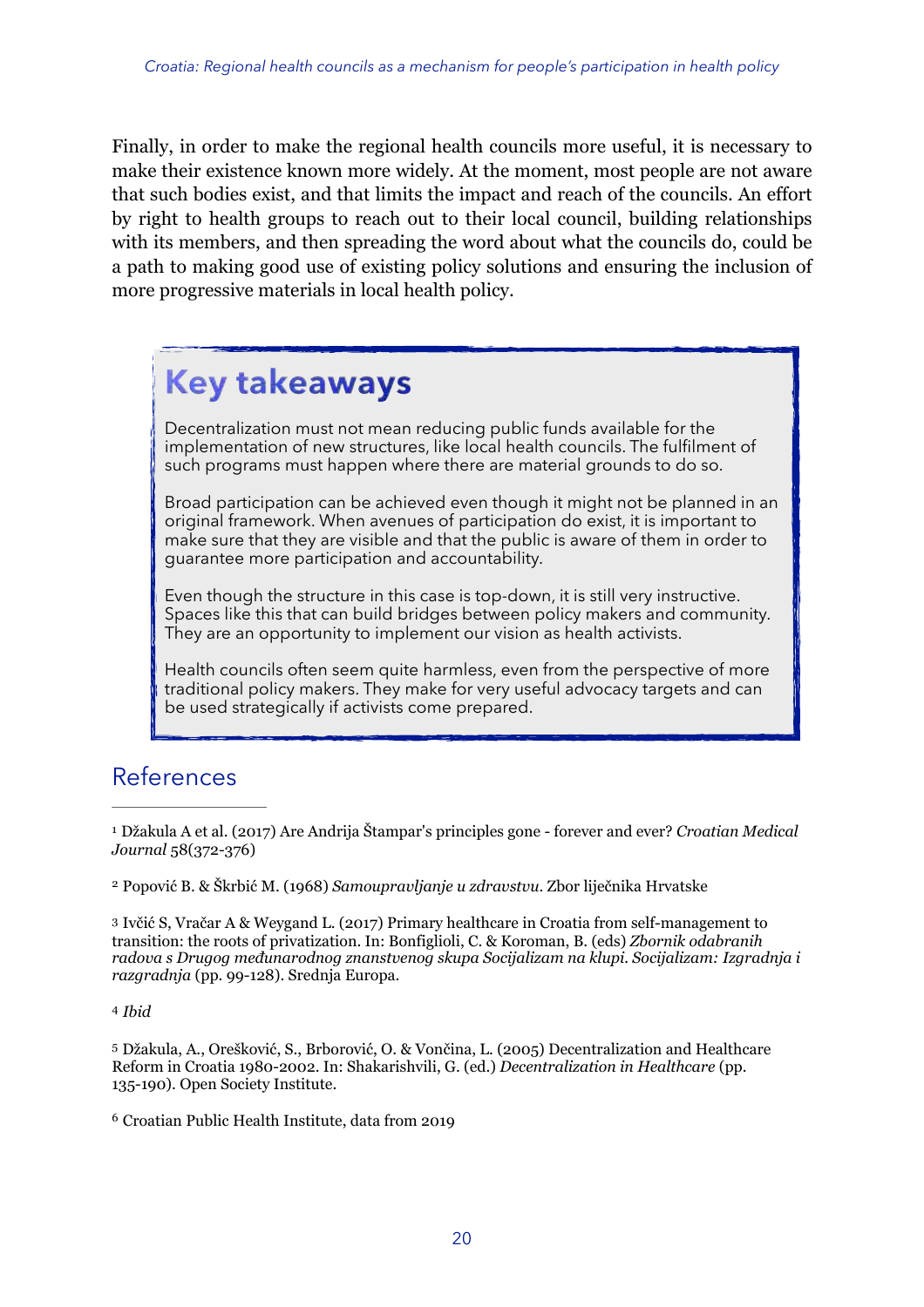Finally, in order to make the regional health councils more useful, it is necessary to make their existence known more widely. At the moment, most people are not aware that such bodies exist, and that limits the impact and reach of the councils. An effort by right to health groups to reach out to their local council, building relationships with its members, and then spreading the word about what the councils do, could be a path to making good use of existing policy solutions and ensuring the inclusion of more progressive materials in local health policy.

## Key takeaways

Decentralization must not mean reducing public funds available for the implementation of new structures, like local health councils. The fulfilment of such programs must happen where there are material grounds to do so.

Broad participation can be achieved even though it might not be planned in an original framework. When avenues of participation do exist, it is important to make sure that they are visible and that the public is aware of them in order to guarantee more participation and accountability.

Even though the structure in this case is top-down, it is still very instructive. Spaces like this that can build bridges between policy makers and community. They are an opportunity to implement our vision as health activists.

Health councils often seem quite harmless, even from the perspective of more traditional policy makers. They make for very useful advocacy targets and can be used strategically if activists come prepared.

## References

[1] Džakula A et al. (2017) Are Andrija Štampar's principles gone - forever and ever? *Croatian Medical Journal* 58(372-376)

[2] Popović B. & Škrbić M. (1968) *Samoupravljanje u zdravstvu*. Zbor liječnika Hrvatske

[3] Ivčić S, Vračar A & Weygand L. (2017) Primary healthcare in Croatia from self-management to transition: the roots of privatization. In: Bonfiglioli, C. & Koroman, B. (eds) *Zbornik odabranih radova s Drugog međunarodnog znanstvenog skupa Socijalizam na klupi. Socijalizam: Izgradnja i razgradnja* (pp. 99-128). Srednja Europa.

[4] *Ibid*

[5] Džakula, A., Orešković, S., Brborović, O. & Vončina, L. (2005) Decentralization and Healthcare Reform in Croatia 1980-2002. In: Shakarishvili, G. (ed.) *Decentralization in Healthcare* (pp. 135-190). Open Society Institute.

[6] Croatian Public Health Institute, data from 2019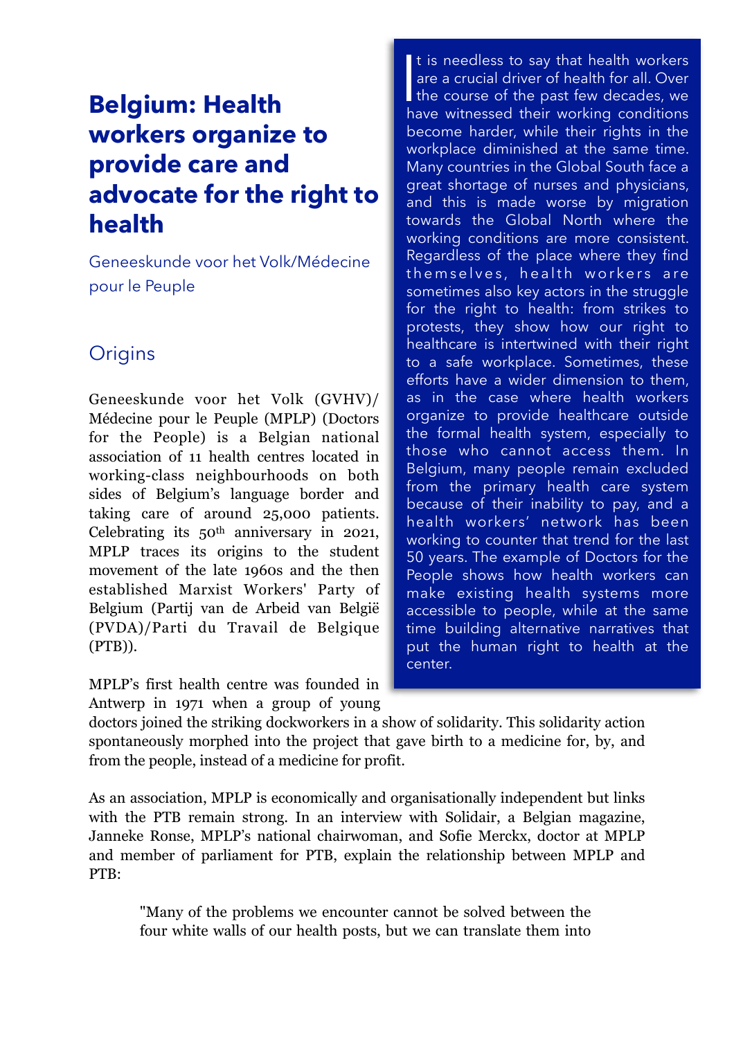# Belgium: Health workers organize to provide care and advocate for the right to health

Geneeskunde voor het Volk/Médecine pour le Peuple

It is needless to say that health workers are a crucial driver of health for all. Over the course of the past few decades, we have witnessed their working conditions become harder, while their rights in the workplace diminished at the same time. Many countries in the Global South face a great shortage of nurses and physicians, and this is made worse by migration towards the Global North where the working conditions are more consistent. Regardless of the place where they find themselves, health workers are sometimes also key actors in the struggle for the right to health: from strikes to protests, they show how our right to healthcare is intertwined with their right to a safe workplace. Sometimes, these efforts have a wider dimension to them, as in the case where health workers organize to provide healthcare outside the formal health system, especially to those who cannot access them. In Belgium, many people remain excluded from the primary health care system because of their inability to pay, and a health workers' network has been working to counter that trend for the last 50 years. The example of Doctors for the People shows how health workers can make existing health systems more accessible to people, while at the same time building alternative narratives that put the human right to health at the center.

## Origins

Geneeskunde voor het Volk (GVHV)/ Médecine pour le Peuple (MPLP) (Doctors for the People) is a Belgian national association of 11 health centres located in working-class neighbourhoods on both sides of Belgium's language border and taking care of around 25,000 patients. Celebrating its 50th anniversary in 2021, MPLP traces its origins to the student movement of the late 1960s and the then established Marxist Workers' Party of Belgium (Partij van de Arbeid van België (PVDA)/Parti du Travail de Belgique (PTB)).

MPLP's first health centre was founded in Antwerp in 1971 when a group of young doctors joined the striking dockworkers in a show of solidarity. This solidarity action spontaneously morphed into the project that gave birth to a medicine for, by, and from the people, instead of a medicine for profit.

As an association, MPLP is economically and organisationally independent but links with the PTB remain strong. In an interview with Solidair, a Belgian magazine, Janneke Ronse, MPLP's national chairwoman, and Sofie Merckx, doctor at MPLP and member of parliament for PTB, explain the relationship between MPLP and PTB:

> "Many of the problems we encounter cannot be solved between the four white walls of our health posts, but we can translate them into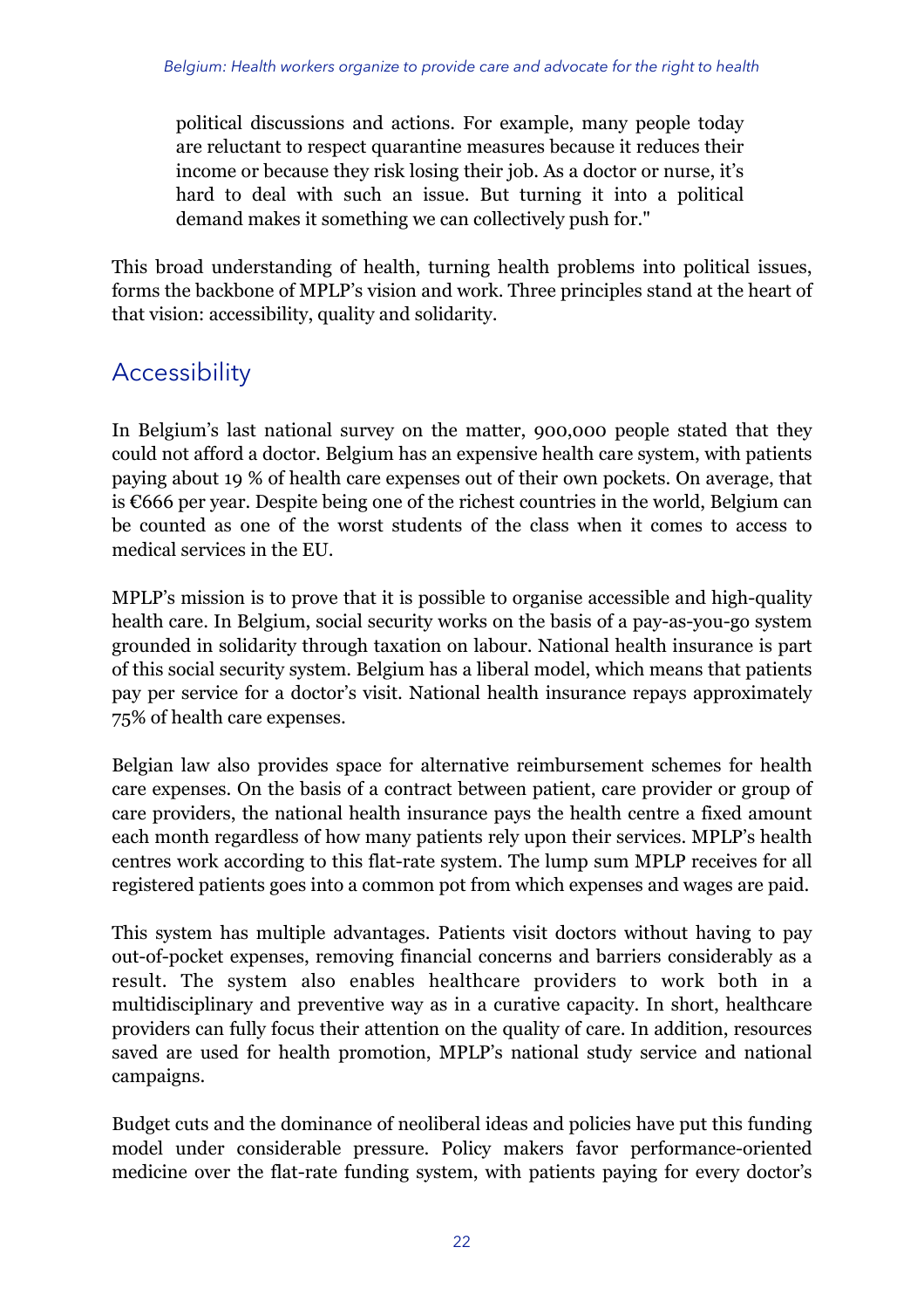political discussions and actions. For example, many people today are reluctant to respect quarantine measures because it reduces their income or because they risk losing their job. As a doctor or nurse, it's hard to deal with such an issue. But turning it into a political demand makes it something we can collectively push for."

This broad understanding of health, turning health problems into political issues, forms the backbone of MPLP's vision and work. Three principles stand at the heart of that vision: accessibility, quality and solidarity.

## Accessibility

In Belgium's last national survey on the matter, 900,000 people stated that they could not afford a doctor. Belgium has an expensive health care system, with patients paying about 19 % of health care expenses out of their own pockets. On average, that is €666 per year. Despite being one of the richest countries in the world, Belgium can be counted as one of the worst students of the class when it comes to access to medical services in the EU.

MPLP's mission is to prove that it is possible to organise accessible and high-quality health care. In Belgium, social security works on the basis of a pay-as-you-go system grounded in solidarity through taxation on labour. National health insurance is part of this social security system. Belgium has a liberal model, which means that patients pay per service for a doctor's visit. National health insurance repays approximately 75% of health care expenses.

Belgian law also provides space for alternative reimbursement schemes for health care expenses. On the basis of a contract between patient, care provider or group of care providers, the national health insurance pays the health centre a fixed amount each month regardless of how many patients rely upon their services. MPLP's health centres work according to this flat-rate system. The lump sum MPLP receives for all registered patients goes into a common pot from which expenses and wages are paid.

This system has multiple advantages. Patients visit doctors without having to pay out-of-pocket expenses, removing financial concerns and barriers considerably as a result. The system also enables healthcare providers to work both in a multidisciplinary and preventive way as in a curative capacity. In short, healthcare providers can fully focus their attention on the quality of care. In addition, resources saved are used for health promotion, MPLP's national study service and national campaigns.

Budget cuts and the dominance of neoliberal ideas and policies have put this funding model under considerable pressure. Policy makers favor performance-oriented medicine over the flat-rate funding system, with patients paying for every doctor's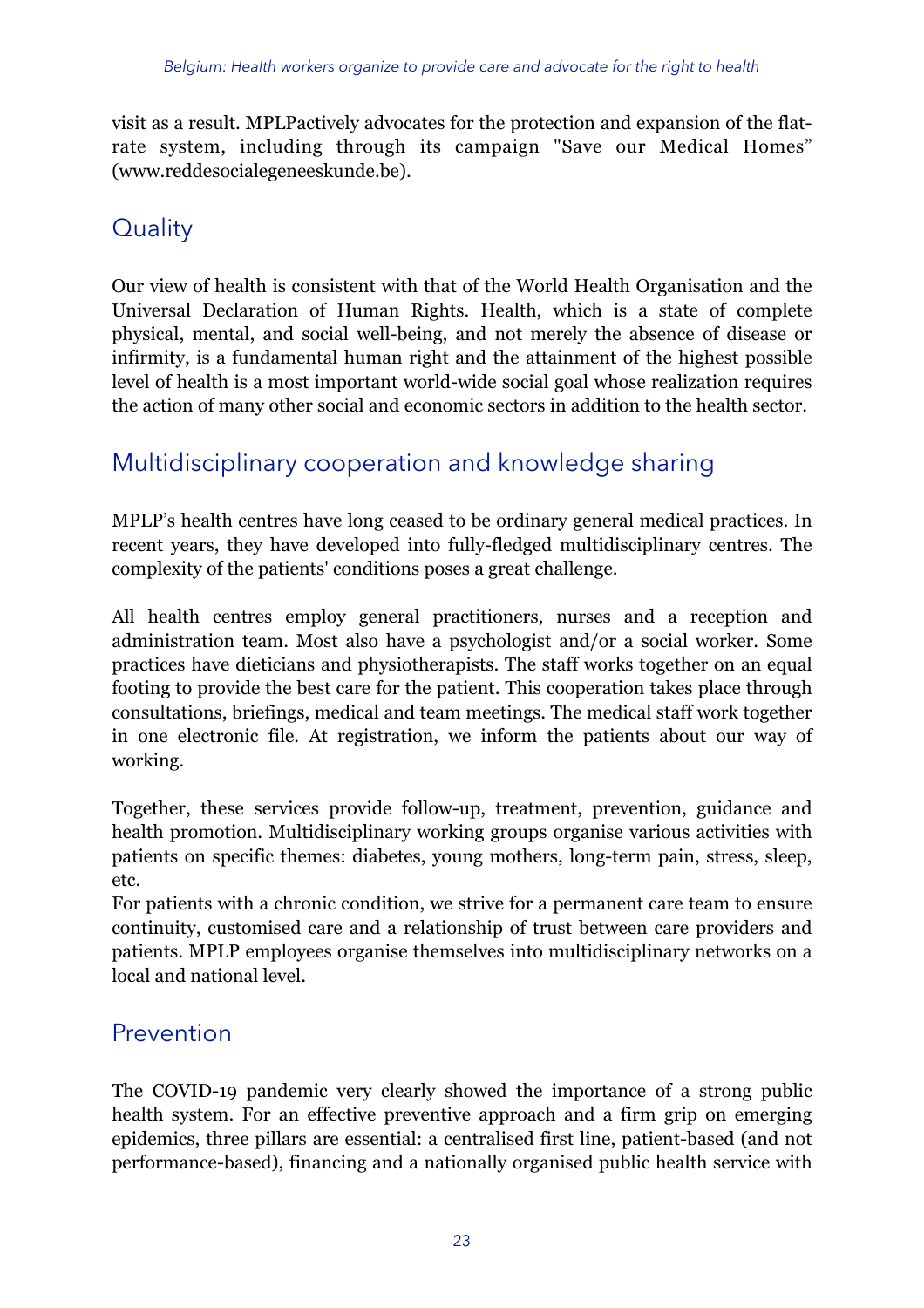visit as a result. MPLPactively advocates for the protection and expansion of the flat-rate system, including through its campaign "Save our Medical Homes" (www.reddesocialegeneeskunde.be).

## Quality

Our view of health is consistent with that of the World Health Organisation and the Universal Declaration of Human Rights. Health, which is a state of complete physical, mental, and social well-being, and not merely the absence of disease or infirmity, is a fundamental human right and the attainment of the highest possible level of health is a most important world-wide social goal whose realization requires the action of many other social and economic sectors in addition to the health sector.

## Multidisciplinary cooperation and knowledge sharing

MPLP's health centres have long ceased to be ordinary general medical practices. In recent years, they have developed into fully-fledged multidisciplinary centres. The complexity of the patients' conditions poses a great challenge.

All health centres employ general practitioners, nurses and a reception and administration team. Most also have a psychologist and/or a social worker. Some practices have dieticians and physiotherapists. The staff works together on an equal footing to provide the best care for the patient. This cooperation takes place through consultations, briefings, medical and team meetings. The medical staff work together in one electronic file. At registration, we inform the patients about our way of working.

Together, these services provide follow-up, treatment, prevention, guidance and health promotion. Multidisciplinary working groups organise various activities with patients on specific themes: diabetes, young mothers, long-term pain, stress, sleep, etc.

For patients with a chronic condition, we strive for a permanent care team to ensure continuity, customised care and a relationship of trust between care providers and patients. MPLP employees organise themselves into multidisciplinary networks on a local and national level.

## Prevention

The COVID-19 pandemic very clearly showed the importance of a strong public health system. For an effective preventive approach and a firm grip on emerging epidemics, three pillars are essential: a centralised first line, patient-based (and not performance-based), financing and a nationally organised public health service with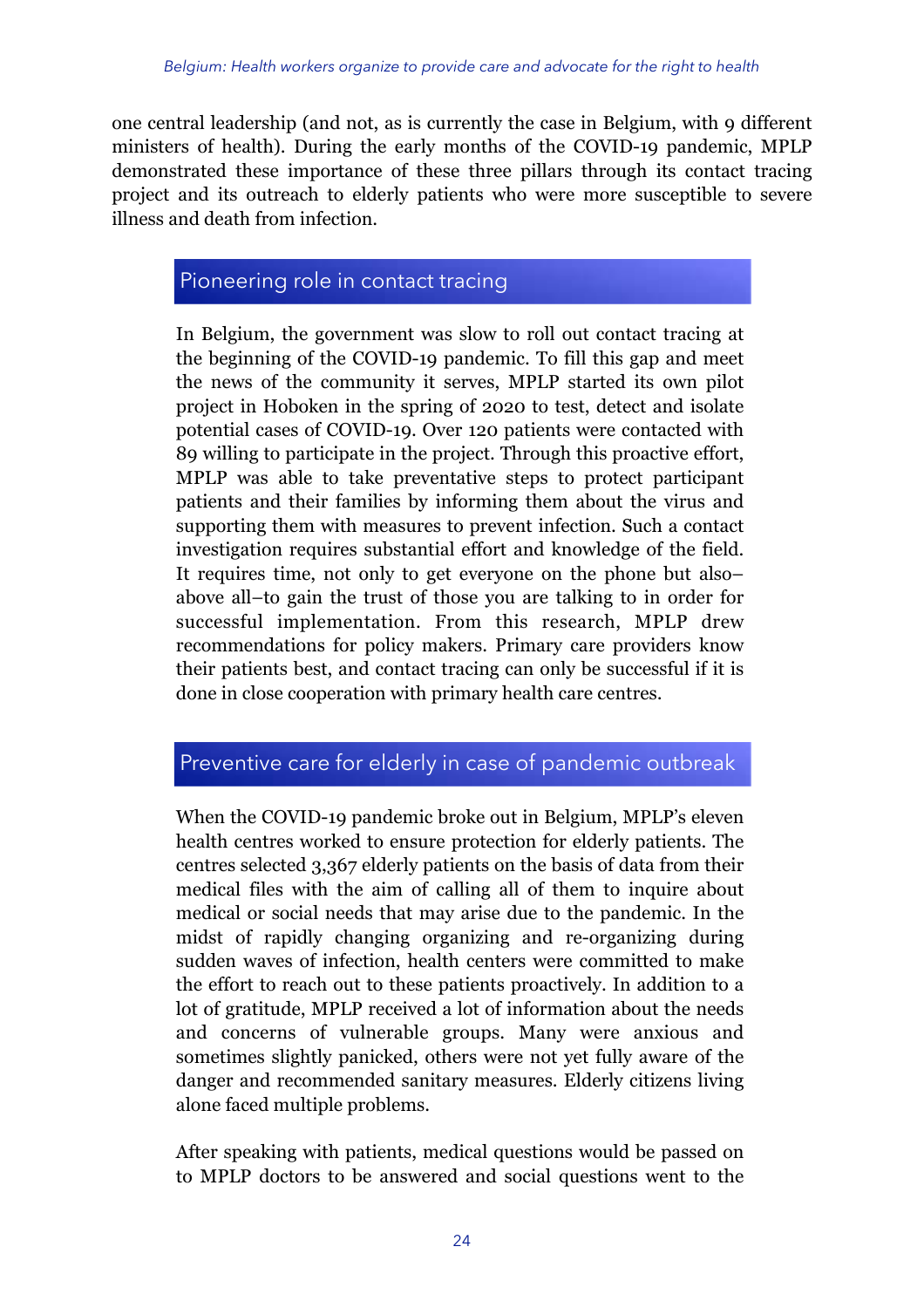one central leadership (and not, as is currently the case in Belgium, with 9 different ministers of health). During the early months of the COVID-19 pandemic, MPLP demonstrated these importance of these three pillars through its contact tracing project and its outreach to elderly patients who were more susceptible to severe illness and death from infection.

## Pioneering role in contact tracing

In Belgium, the government was slow to roll out contact tracing at the beginning of the COVID-19 pandemic. To fill this gap and meet the news of the community it serves, MPLP started its own pilot project in Hoboken in the spring of 2020 to test, detect and isolate potential cases of COVID-19. Over 120 patients were contacted with 89 willing to participate in the project. Through this proactive effort, MPLP was able to take preventative steps to protect participant patients and their families by informing them about the virus and supporting them with measures to prevent infection. Such a contact investigation requires substantial effort and knowledge of the field. It requires time, not only to get everyone on the phone but also–above all–to gain the trust of those you are talking to in order for successful implementation. From this research, MPLP drew recommendations for policy makers. Primary care providers know their patients best, and contact tracing can only be successful if it is done in close cooperation with primary health care centres.

## Preventive care for elderly in case of pandemic outbreak

When the COVID-19 pandemic broke out in Belgium, MPLP's eleven health centres worked to ensure protection for elderly patients. The centres selected 3,367 elderly patients on the basis of data from their medical files with the aim of calling all of them to inquire about medical or social needs that may arise due to the pandemic. In the midst of rapidly changing organizing and re-organizing during sudden waves of infection, health centers were committed to make the effort to reach out to these patients proactively. In addition to a lot of gratitude, MPLP received a lot of information about the needs and concerns of vulnerable groups. Many were anxious and sometimes slightly panicked, others were not yet fully aware of the danger and recommended sanitary measures. Elderly citizens living alone faced multiple problems.

After speaking with patients, medical questions would be passed on to MPLP doctors to be answered and social questions went to the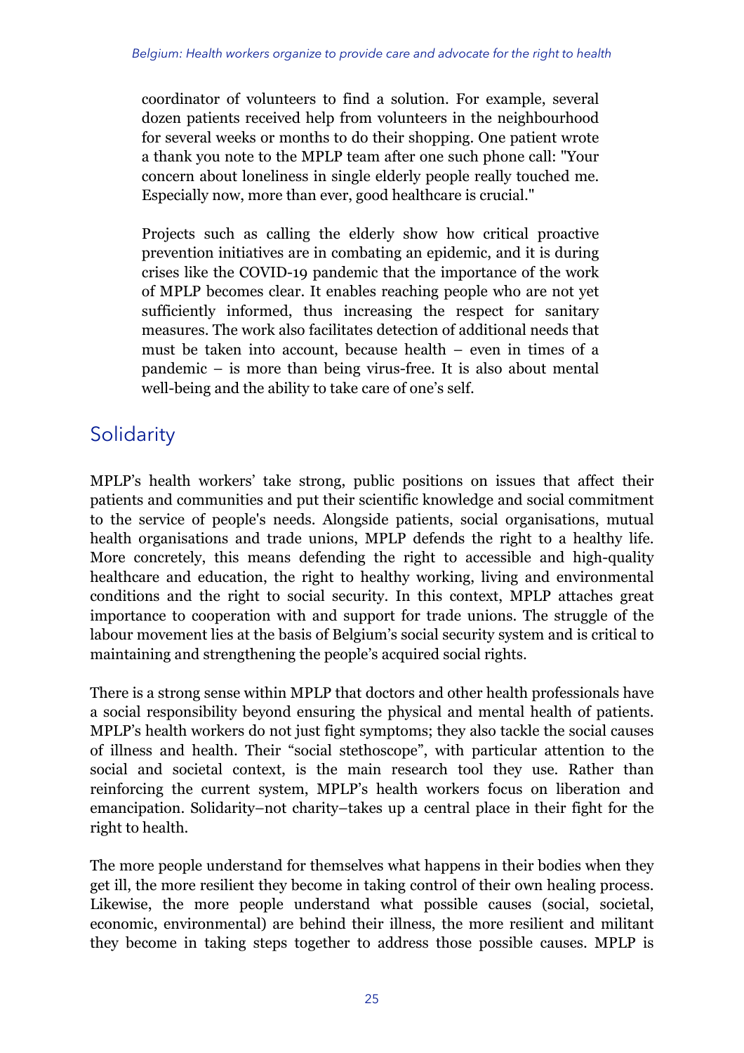coordinator of volunteers to find a solution. For example, several dozen patients received help from volunteers in the neighbourhood for several weeks or months to do their shopping. One patient wrote a thank you note to the MPLP team after one such phone call: "Your concern about loneliness in single elderly people really touched me. Especially now, more than ever, good healthcare is crucial."

Projects such as calling the elderly show how critical proactive prevention initiatives are in combating an epidemic, and it is during crises like the COVID-19 pandemic that the importance of the work of MPLP becomes clear. It enables reaching people who are not yet sufficiently informed, thus increasing the respect for sanitary measures. The work also facilitates detection of additional needs that must be taken into account, because health – even in times of a pandemic – is more than being virus-free. It is also about mental well-being and the ability to take care of one's self.

## Solidarity

MPLP's health workers' take strong, public positions on issues that affect their patients and communities and put their scientific knowledge and social commitment to the service of people's needs. Alongside patients, social organisations, mutual health organisations and trade unions, MPLP defends the right to a healthy life. More concretely, this means defending the right to accessible and high-quality healthcare and education, the right to healthy working, living and environmental conditions and the right to social security. In this context, MPLP attaches great importance to cooperation with and support for trade unions. The struggle of the labour movement lies at the basis of Belgium's social security system and is critical to maintaining and strengthening the people's acquired social rights.

There is a strong sense within MPLP that doctors and other health professionals have a social responsibility beyond ensuring the physical and mental health of patients. MPLP's health workers do not just fight symptoms; they also tackle the social causes of illness and health. Their "social stethoscope", with particular attention to the social and societal context, is the main research tool they use. Rather than reinforcing the current system, MPLP's health workers focus on liberation and emancipation. Solidarity–not charity–takes up a central place in their fight for the right to health.

The more people understand for themselves what happens in their bodies when they get ill, the more resilient they become in taking control of their own healing process. Likewise, the more people understand what possible causes (social, societal, economic, environmental) are behind their illness, the more resilient and militant they become in taking steps together to address those possible causes. MPLP is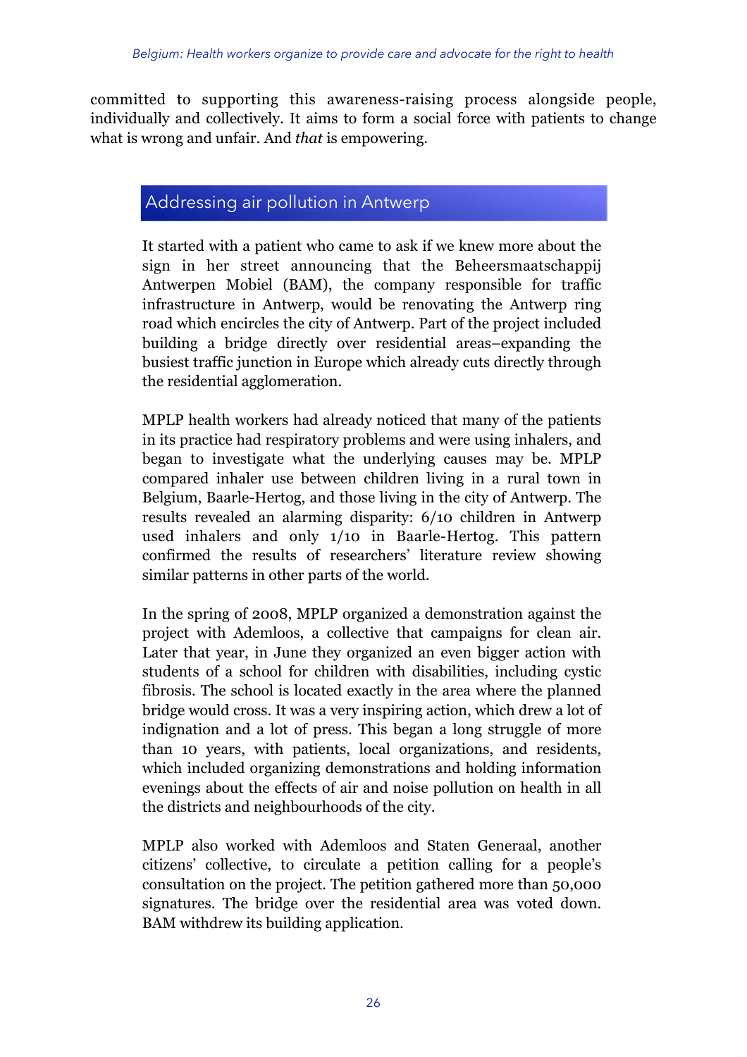committed to supporting this awareness-raising process alongside people, individually and collectively. It aims to form a social force with patients to change what is wrong and unfair. And *that* is empowering.

## Addressing air pollution in Antwerp

It started with a patient who came to ask if we knew more about the sign in her street announcing that the Beheersmaatschappij Antwerpen Mobiel (BAM), the company responsible for traffic infrastructure in Antwerp, would be renovating the Antwerp ring road which encircles the city of Antwerp. Part of the project included building a bridge directly over residential areas–expanding the busiest traffic junction in Europe which already cuts directly through the residential agglomeration.

MPLP health workers had already noticed that many of the patients in its practice had respiratory problems and were using inhalers, and began to investigate what the underlying causes may be. MPLP compared inhaler use between children living in a rural town in Belgium, Baarle-Hertog, and those living in the city of Antwerp. The results revealed an alarming disparity: 6/10 children in Antwerp used inhalers and only 1/10 in Baarle-Hertog. This pattern confirmed the results of researchers' literature review showing similar patterns in other parts of the world.

In the spring of 2008, MPLP organized a demonstration against the project with Ademloos, a collective that campaigns for clean air. Later that year, in June they organized an even bigger action with students of a school for children with disabilities, including cystic fibrosis. The school is located exactly in the area where the planned bridge would cross. It was a very inspiring action, which drew a lot of indignation and a lot of press. This began a long struggle of more than 10 years, with patients, local organizations, and residents, which included organizing demonstrations and holding information evenings about the effects of air and noise pollution on health in all the districts and neighbourhoods of the city.

MPLP also worked with Ademloos and Staten Generaal, another citizens' collective, to circulate a petition calling for a people's consultation on the project. The petition gathered more than 50,000 signatures. The bridge over the residential area was voted down. BAM withdrew its building application.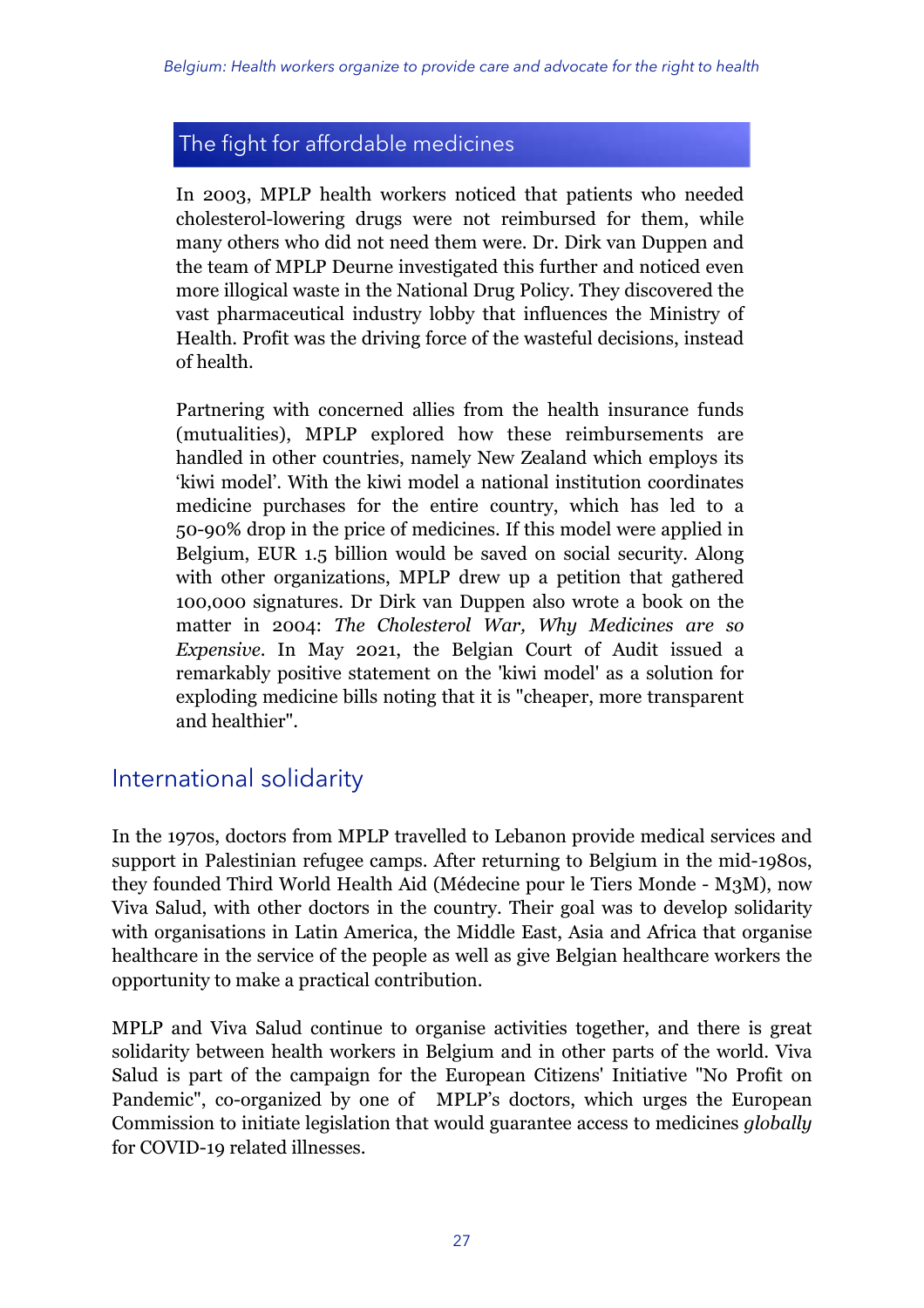## The fight for affordable medicines

In 2003, MPLP health workers noticed that patients who needed cholesterol-lowering drugs were not reimbursed for them, while many others who did not need them were. Dr. Dirk van Duppen and the team of MPLP Deurne investigated this further and noticed even more illogical waste in the National Drug Policy. They discovered the vast pharmaceutical industry lobby that influences the Ministry of Health. Profit was the driving force of the wasteful decisions, instead of health.

Partnering with concerned allies from the health insurance funds (mutualities), MPLP explored how these reimbursements are handled in other countries, namely New Zealand which employs its 'kiwi model'. With the kiwi model a national institution coordinates medicine purchases for the entire country, which has led to a 50-90% drop in the price of medicines. If this model were applied in Belgium, EUR 1.5 billion would be saved on social security. Along with other organizations, MPLP drew up a petition that gathered 100,000 signatures. Dr Dirk van Duppen also wrote a book on the matter in 2004: *The Cholesterol War, Why Medicines are so Expensive*. In May 2021, the Belgian Court of Audit issued a remarkably positive statement on the 'kiwi model' as a solution for exploding medicine bills noting that it is "cheaper, more transparent and healthier".

## International solidarity

In the 1970s, doctors from MPLP travelled to Lebanon provide medical services and support in Palestinian refugee camps. After returning to Belgium in the mid-1980s, they founded Third World Health Aid (Médecine pour le Tiers Monde - M3M), now Viva Salud, with other doctors in the country. Their goal was to develop solidarity with organisations in Latin America, the Middle East, Asia and Africa that organise healthcare in the service of the people as well as give Belgian healthcare workers the opportunity to make a practical contribution.

MPLP and Viva Salud continue to organise activities together, and there is great solidarity between health workers in Belgium and in other parts of the world. Viva Salud is part of the campaign for the European Citizens' Initiative "No Profit on Pandemic", co-organized by one of MPLP's doctors, which urges the European Commission to initiate legislation that would guarantee access to medicines *globally* for COVID-19 related illnesses.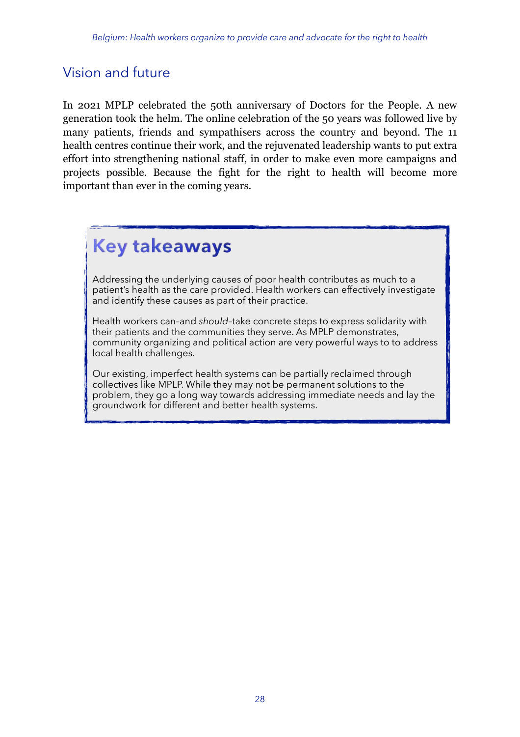## Vision and future

In 2021 MPLP celebrated the 50th anniversary of Doctors for the People. A new generation took the helm. The online celebration of the 50 years was followed live by many patients, friends and sympathisers across the country and beyond. The 11 health centres continue their work, and the rejuvenated leadership wants to put extra effort into strengthening national staff, in order to make even more campaigns and projects possible. Because the fight for the right to health will become more important than ever in the coming years.

## Key takeaways

Addressing the underlying causes of poor health contributes as much to a patient's health as the care provided. Health workers can effectively investigate and identify these causes as part of their practice.

Health workers can–and *should*–take concrete steps to express solidarity with their patients and the communities they serve. As MPLP demonstrates, community organizing and political action are very powerful ways to to address local health challenges.

Our existing, imperfect health systems can be partially reclaimed through collectives like MPLP. While they may not be permanent solutions to the problem, they go a long way towards addressing immediate needs and lay the groundwork for different and better health systems.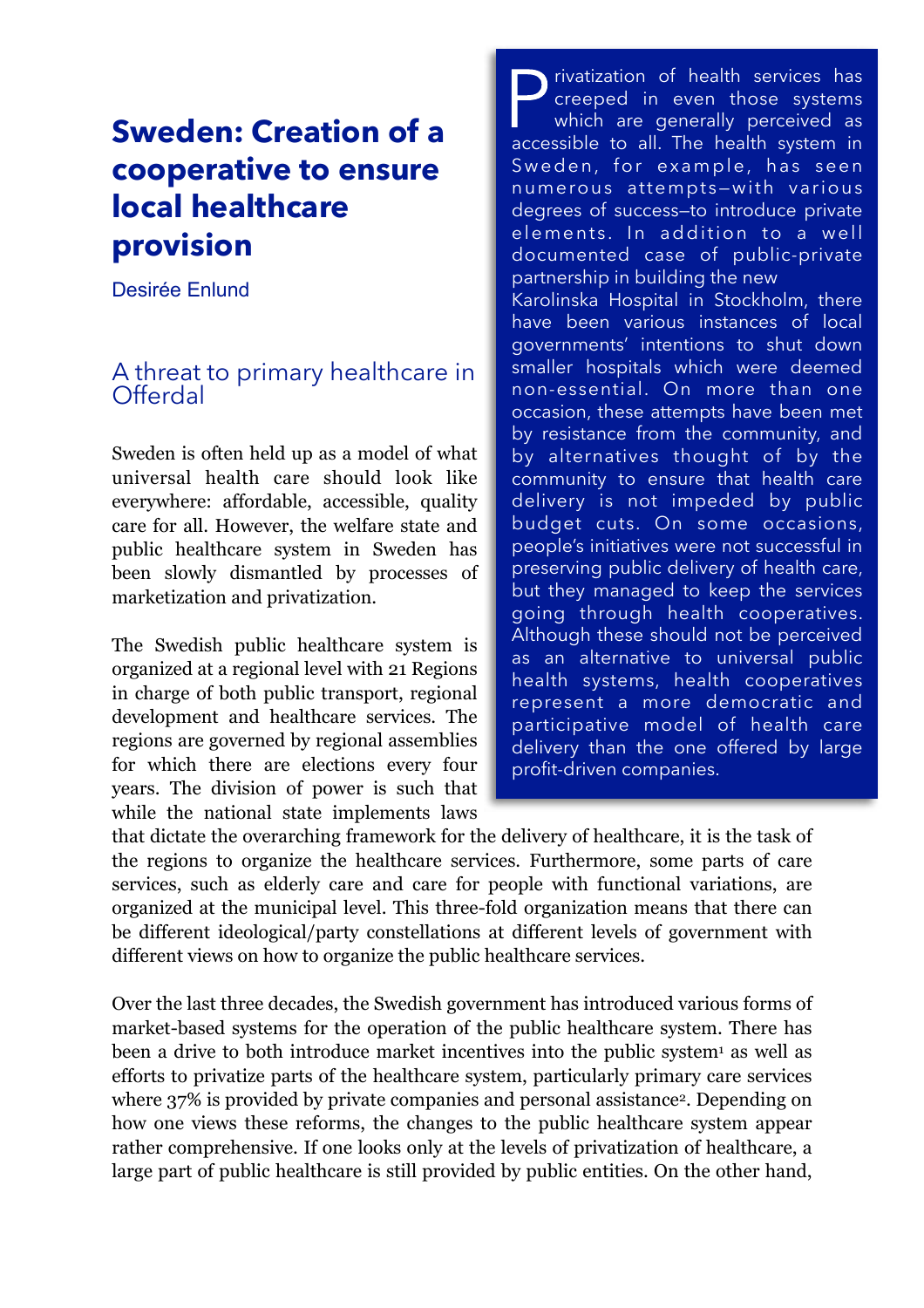# Sweden: Creation of a cooperative to ensure local healthcare provision

Desirée Enlund

> Privatization of health services has creeped in even those systems which are generally perceived as accessible to all. The health system in Sweden, for example, has seen numerous attempts—with various degrees of success—to introduce private elements. In addition to a well documented case of public-private partnership in building the new Karolinska Hospital in Stockholm, there have been various instances of local governments' intentions to shut down smaller hospitals which were deemed non-essential. On more than one occasion, these attempts have been met by resistance from the community, and by alternatives thought of by the community to ensure that health care delivery is not impeded by public budget cuts. On some occasions, people's initiatives were not successful in preserving public delivery of health care, but they managed to keep the services going through health cooperatives. Although these should not be perceived as an alternative to universal public health systems, health cooperatives represent a more democratic and participative model of health care delivery than the one offered by large profit-driven companies.

## A threat to primary healthcare in Offerdal

Sweden is often held up as a model of what universal health care should look like everywhere: affordable, accessible, quality care for all. However, the welfare state and public healthcare system in Sweden has been slowly dismantled by processes of marketization and privatization.

The Swedish public healthcare system is organized at a regional level with 21 Regions in charge of both public transport, regional development and healthcare services. The regions are governed by regional assemblies for which there are elections every four years. The division of power is such that while the national state implements laws that dictate the overarching framework for the delivery of healthcare, it is the task of the regions to organize the healthcare services. Furthermore, some parts of care services, such as elderly care and care for people with functional variations, are organized at the municipal level. This three-fold organization means that there can be different ideological/party constellations at different levels of government with different views on how to organize the public healthcare services.

Over the last three decades, the Swedish government has introduced various forms of market-based systems for the operation of the public healthcare system. There has been a drive to both introduce market incentives into the public system[1] as well as efforts to privatize parts of the healthcare system, particularly primary care services where 37% is provided by private companies and personal assistance[2]. Depending on how one views these reforms, the changes to the public healthcare system appear rather comprehensive. If one looks only at the levels of privatization of healthcare, a large part of public healthcare is still provided by public entities. On the other hand,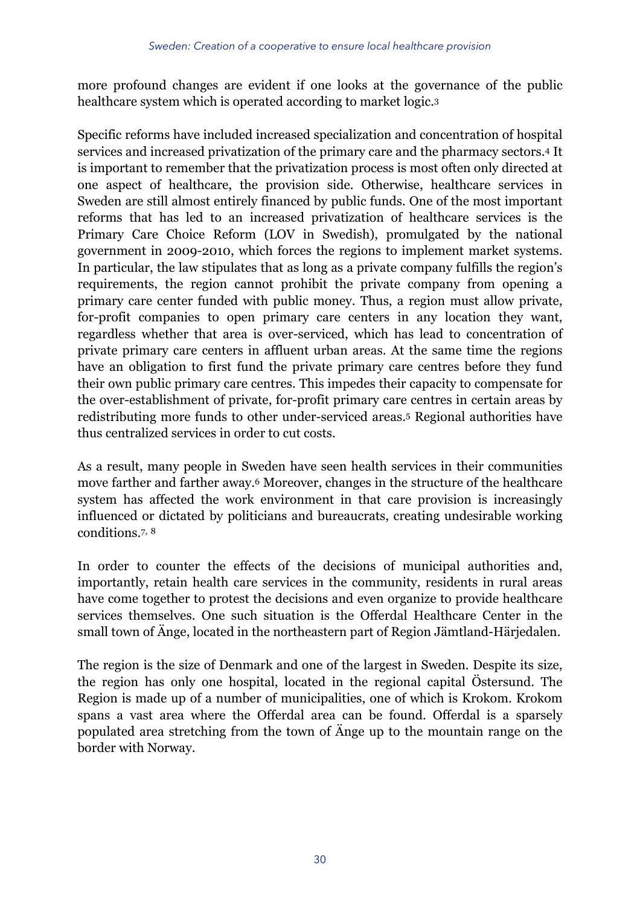more profound changes are evident if one looks at the governance of the public healthcare system which is operated according to market logic.[3]

Specific reforms have included increased specialization and concentration of hospital services and increased privatization of the primary care and the pharmacy sectors.[4] It is important to remember that the privatization process is most often only directed at one aspect of healthcare, the provision side. Otherwise, healthcare services in Sweden are still almost entirely financed by public funds. One of the most important reforms that has led to an increased privatization of healthcare services is the Primary Care Choice Reform (LOV in Swedish), promulgated by the national government in 2009-2010, which forces the regions to implement market systems. In particular, the law stipulates that as long as a private company fulfills the region's requirements, the region cannot prohibit the private company from opening a primary care center funded with public money. Thus, a region must allow private, for-profit companies to open primary care centers in any location they want, regardless whether that area is over-serviced, which has lead to concentration of private primary care centers in affluent urban areas. At the same time the regions have an obligation to first fund the private primary care centres before they fund their own public primary care centres. This impedes their capacity to compensate for the over-establishment of private, for-profit primary care centres in certain areas by redistributing more funds to other under-serviced areas.[5] Regional authorities have thus centralized services in order to cut costs.

As a result, many people in Sweden have seen health services in their communities move farther and farther away.[6] Moreover, changes in the structure of the healthcare system has affected the work environment in that care provision is increasingly influenced or dictated by politicians and bureaucrats, creating undesirable working conditions.[7, 8]

In order to counter the effects of the decisions of municipal authorities and, importantly, retain health care services in the community, residents in rural areas have come together to protest the decisions and even organize to provide healthcare services themselves. One such situation is the Offerdal Healthcare Center in the small town of Änge, located in the northeastern part of Region Jämtland-Härjedalen.

The region is the size of Denmark and one of the largest in Sweden. Despite its size, the region has only one hospital, located in the regional capital Östersund. The Region is made up of a number of municipalities, one of which is Krokom. Krokom spans a vast area where the Offerdal area can be found. Offerdal is a sparsely populated area stretching from the town of Änge up to the mountain range on the border with Norway.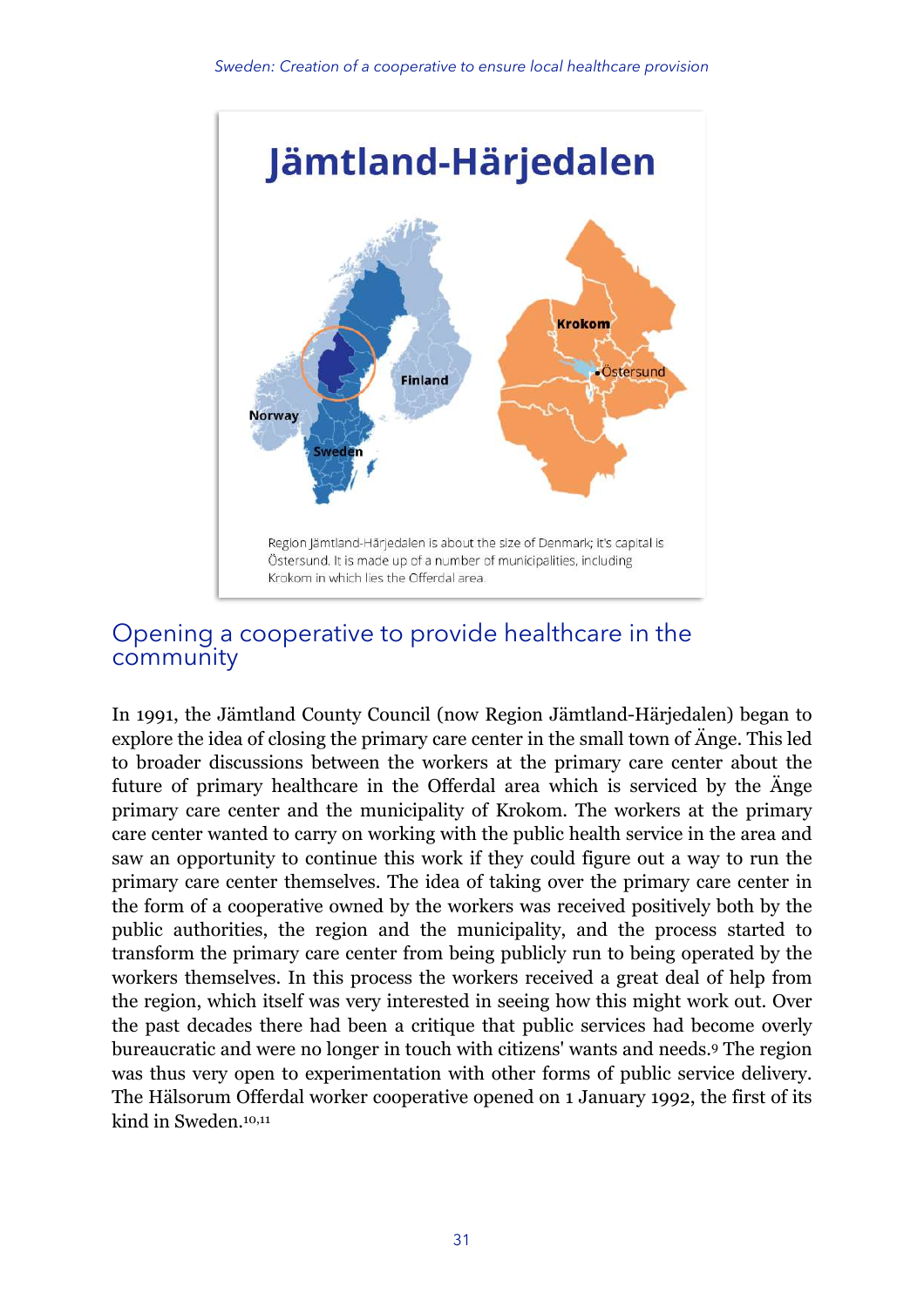## Jämtland-Härjedalen

Region Jämtland-Härjedalen is about the size of Denmark; it's capital is Östersund. It is made up of a number of municipalities, including Krokom in which lies the Offerdal area.

## Opening a cooperative to provide healthcare in the community

In 1991, the Jämtland County Council (now Region Jämtland-Härjedalen) began to explore the idea of closing the primary care center in the small town of Änge. This led to broader discussions between the workers at the primary care center about the future of primary healthcare in the Offerdal area which is serviced by the Änge primary care center and the municipality of Krokom. The workers at the primary care center wanted to carry on working with the public health service in the area and saw an opportunity to continue this work if they could figure out a way to run the primary care center themselves. The idea of taking over the primary care center in the form of a cooperative owned by the workers was received positively both by the public authorities, the region and the municipality, and the process started to transform the primary care center from being publicly run to being operated by the workers themselves. In this process the workers received a great deal of help from the region, which itself was very interested in seeing how this might work out. Over the past decades there had been a critique that public services had become overly bureaucratic and were no longer in touch with citizens' wants and needs.[9] The region was thus very open to experimentation with other forms of public service delivery. The Hälsorum Offerdal worker cooperative opened on 1 January 1992, the first of its kind in Sweden.[10,11]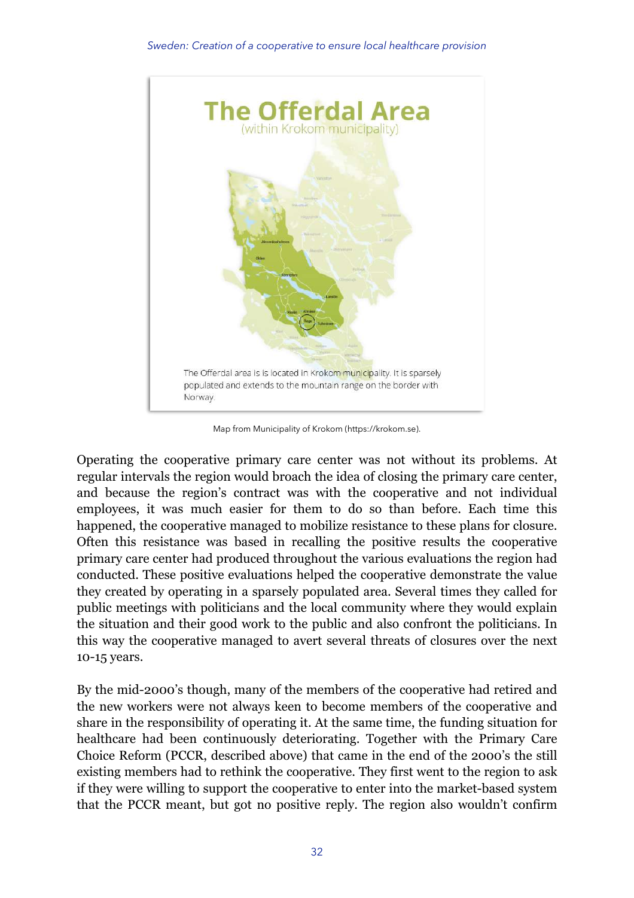The Offerdal Area
(within Krokom municipality)

The Offerdal area is is located in Krokom municipality. It is sparsely populated and extends to the mountain range on the border with Norway.

Map from Municipality of Krokom (https://krokom.se).

Operating the cooperative primary care center was not without its problems. At regular intervals the region would broach the idea of closing the primary care center, and because the region's contract was with the cooperative and not individual employees, it was much easier for them to do so than before. Each time this happened, the cooperative managed to mobilize resistance to these plans for closure. Often this resistance was based in recalling the positive results the cooperative primary care center had produced throughout the various evaluations the region had conducted. These positive evaluations helped the cooperative demonstrate the value they created by operating in a sparsely populated area. Several times they called for public meetings with politicians and the local community where they would explain the situation and their good work to the public and also confront the politicians. In this way the cooperative managed to avert several threats of closures over the next 10-15 years.

By the mid-2000's though, many of the members of the cooperative had retired and the new workers were not always keen to become members of the cooperative and share in the responsibility of operating it. At the same time, the funding situation for healthcare had been continuously deteriorating. Together with the Primary Care Choice Reform (PCCR, described above) that came in the end of the 2000's the still existing members had to rethink the cooperative. They first went to the region to ask if they were willing to support the cooperative to enter into the market-based system that the PCCR meant, but got no positive reply. The region also wouldn't confirm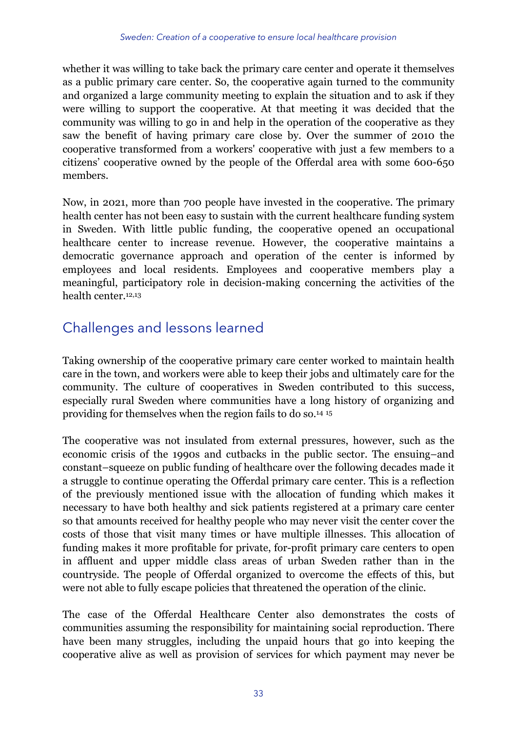whether it was willing to take back the primary care center and operate it themselves as a public primary care center. So, the cooperative again turned to the community and organized a large community meeting to explain the situation and to ask if they were willing to support the cooperative. At that meeting it was decided that the community was willing to go in and help in the operation of the cooperative as they saw the benefit of having primary care close by. Over the summer of 2010 the cooperative transformed from a workers' cooperative with just a few members to a citizens' cooperative owned by the people of the Offerdal area with some 600-650 members.

Now, in 2021, more than 700 people have invested in the cooperative. The primary health center has not been easy to sustain with the current healthcare funding system in Sweden. With little public funding, the cooperative opened an occupational healthcare center to increase revenue. However, the cooperative maintains a democratic governance approach and operation of the center is informed by employees and local residents. Employees and cooperative members play a meaningful, participatory role in decision-making concerning the activities of the health center.[12,13]

## Challenges and lessons learned

Taking ownership of the cooperative primary care center worked to maintain health care in the town, and workers were able to keep their jobs and ultimately care for the community. The culture of cooperatives in Sweden contributed to this success, especially rural Sweden where communities have a long history of organizing and providing for themselves when the region fails to do so.[14] [15]

The cooperative was not insulated from external pressures, however, such as the economic crisis of the 1990s and cutbacks in the public sector. The ensuing–and constant–squeeze on public funding of healthcare over the following decades made it a struggle to continue operating the Offerdal primary care center. This is a reflection of the previously mentioned issue with the allocation of funding which makes it necessary to have both healthy and sick patients registered at a primary care center so that amounts received for healthy people who may never visit the center cover the costs of those that visit many times or have multiple illnesses. This allocation of funding makes it more profitable for private, for-profit primary care centers to open in affluent and upper middle class areas of urban Sweden rather than in the countryside. The people of Offerdal organized to overcome the effects of this, but were not able to fully escape policies that threatened the operation of the clinic.

The case of the Offerdal Healthcare Center also demonstrates the costs of communities assuming the responsibility for maintaining social reproduction. There have been many struggles, including the unpaid hours that go into keeping the cooperative alive as well as provision of services for which payment may never be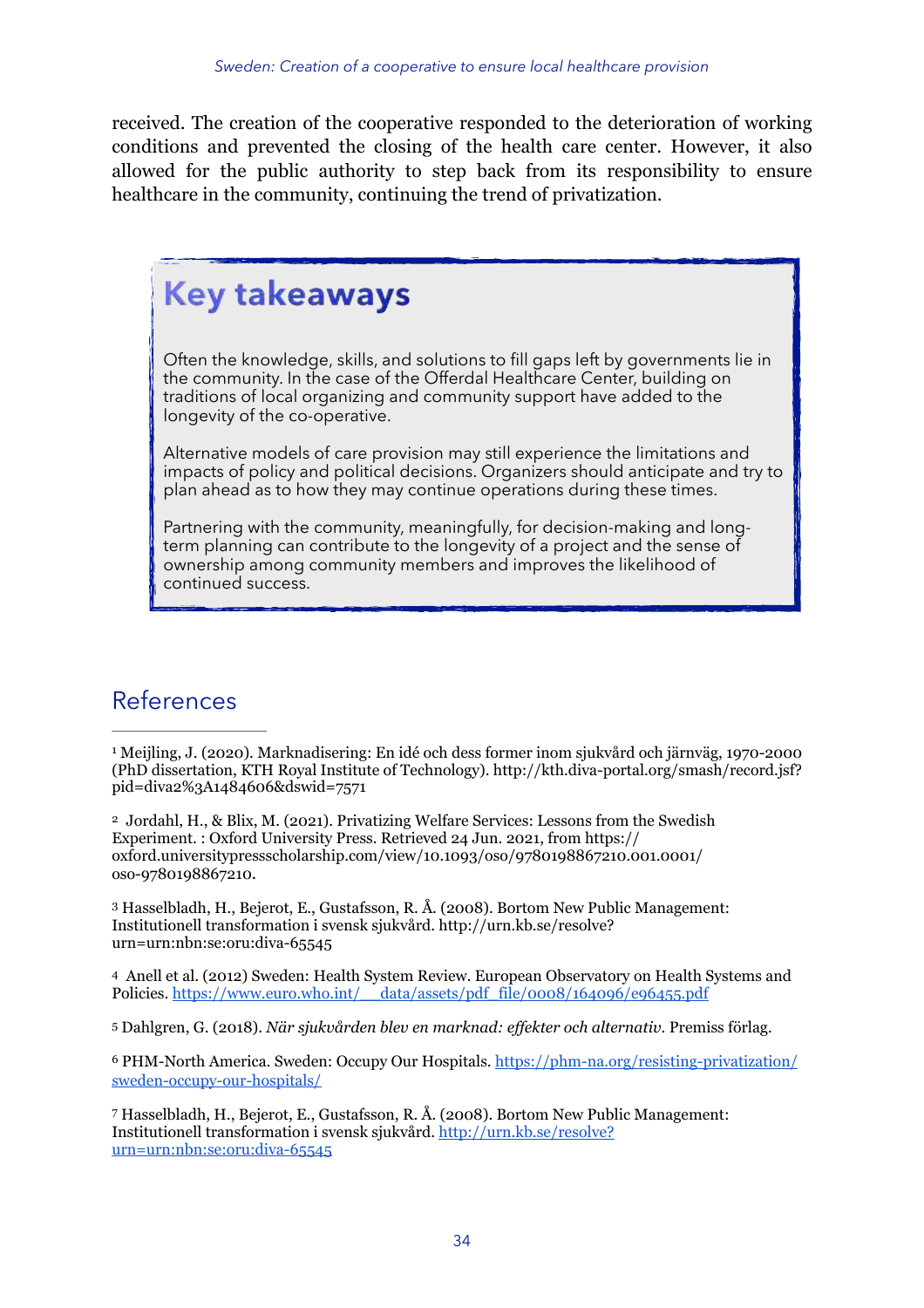received. The creation of the cooperative responded to the deterioration of working conditions and prevented the closing of the health care center. However, it also allowed for the public authority to step back from its responsibility to ensure healthcare in the community, continuing the trend of privatization.

## Key takeaways

Often the knowledge, skills, and solutions to fill gaps left by governments lie in the community. In the case of the Offerdal Healthcare Center, building on traditions of local organizing and community support have added to the longevity of the co-operative.

Alternative models of care provision may still experience the limitations and impacts of policy and political decisions. Organizers should anticipate and try to plan ahead as to how they may continue operations during these times.

Partnering with the community, meaningfully, for decision-making and long-term planning can contribute to the longevity of a project and the sense of ownership among community members and improves the likelihood of continued success.

## References

[1] Meijling, J. (2020). Marknadisering: En idé och dess former inom sjukvård och järnväg, 1970-2000 (PhD dissertation, KTH Royal Institute of Technology). http://kth.diva-portal.org/smash/record.jsf?pid=diva2%3A1484606&dswid=7571

[2] Jordahl, H., & Blix, M. (2021). Privatizing Welfare Services: Lessons from the Swedish Experiment. : Oxford University Press. Retrieved 24 Jun. 2021, from https://oxford.universitypressscholarship.com/view/10.1093/oso/9780198867210.001.0001/oso-9780198867210.

[3] Hasselbladh, H., Bejerot, E., Gustafsson, R. Å. (2008). Bortom New Public Management: Institutionell transformation i svensk sjukvård. http://urn.kb.se/resolve?urn=urn:nbn:se:oru:diva-65545

[4] Anell et al. (2012) Sweden: Health System Review. European Observatory on Health Systems and Policies. https://www.euro.who.int/__data/assets/pdf_file/0008/164096/e96455.pdf

[5] Dahlgren, G. (2018). *När sjukvården blev en marknad: effekter och alternativ.* Premiss förlag.

[6] PHM-North America. Sweden: Occupy Our Hospitals. https://phm-na.org/resisting-privatization/sweden-occupy-our-hospitals/

[7] Hasselbladh, H., Bejerot, E., Gustafsson, R. Å. (2008). Bortom New Public Management: Institutionell transformation i svensk sjukvård. http://urn.kb.se/resolve?urn=urn:nbn:se:oru:diva-65545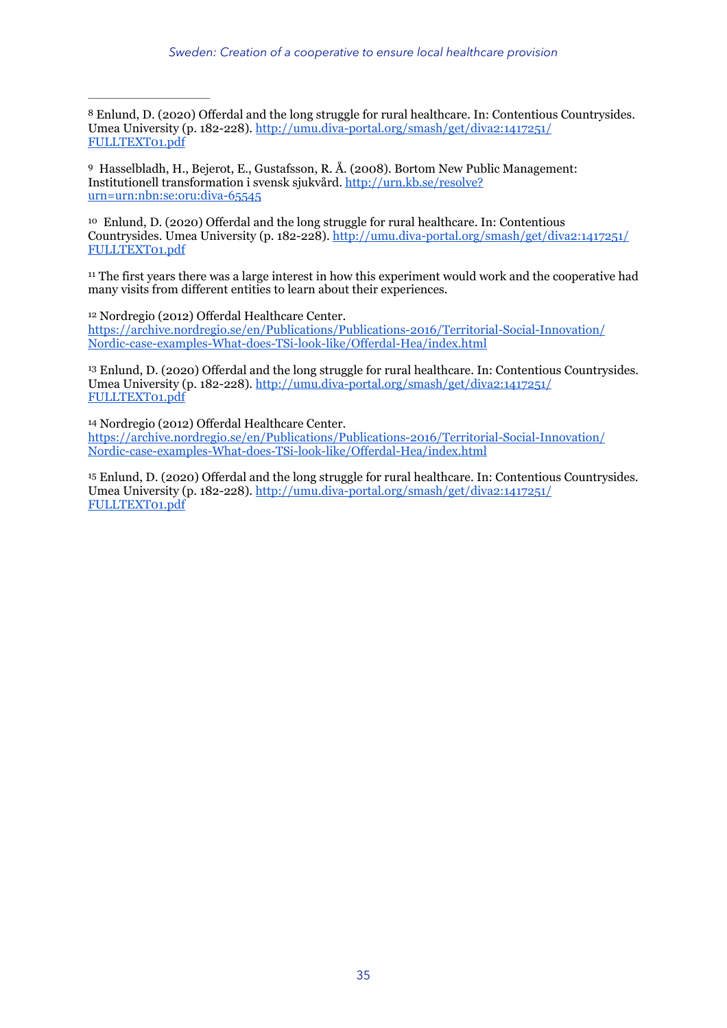[8] Enlund, D. (2020) Offerdal and the long struggle for rural healthcare. In: Contentious Countrysides. Umea University (p. 182-228). http://umu.diva-portal.org/smash/get/diva2:1417251/FULLTEXT01.pdf

[9] Hasselbladh, H., Bejerot, E., Gustafsson, R. Å. (2008). Bortom New Public Management: Institutionell transformation i svensk sjukvård. http://urn.kb.se/resolve?urn=urn:nbn:se:oru:diva-65545

[10] Enlund, D. (2020) Offerdal and the long struggle for rural healthcare. In: Contentious Countrysides. Umea University (p. 182-228). http://umu.diva-portal.org/smash/get/diva2:1417251/FULLTEXT01.pdf

[11] The first years there was a large interest in how this experiment would work and the cooperative had many visits from different entities to learn about their experiences.

[12] Nordregio (2012) Offerdal Healthcare Center. https://archive.nordregio.se/en/Publications/Publications-2016/Territorial-Social-Innovation/Nordic-case-examples-What-does-TSi-look-like/Offerdal-Hea/index.html

[13] Enlund, D. (2020) Offerdal and the long struggle for rural healthcare. In: Contentious Countrysides. Umea University (p. 182-228). http://umu.diva-portal.org/smash/get/diva2:1417251/FULLTEXT01.pdf

[14] Nordregio (2012) Offerdal Healthcare Center. https://archive.nordregio.se/en/Publications/Publications-2016/Territorial-Social-Innovation/Nordic-case-examples-What-does-TSi-look-like/Offerdal-Hea/index.html

[15] Enlund, D. (2020) Offerdal and the long struggle for rural healthcare. In: Contentious Countrysides. Umea University (p. 182-228). http://umu.diva-portal.org/smash/get/diva2:1417251/FULLTEXT01.pdf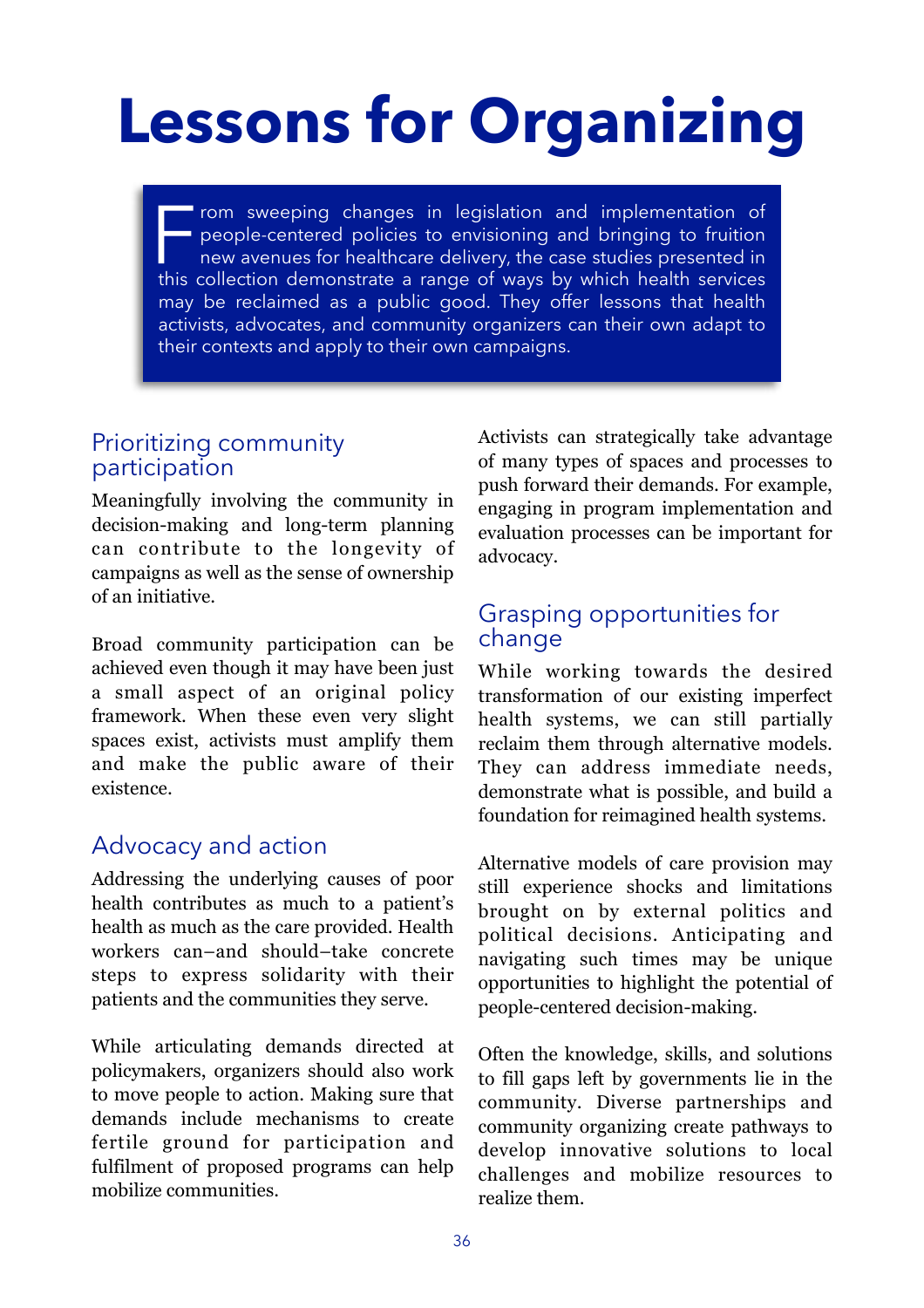# Lessons for Organizing

From sweeping changes in legislation and implementation of people-centered policies to envisioning and bringing to fruition new avenues for healthcare delivery, the case studies presented in this collection demonstrate a range of ways by which health services may be reclaimed as a public good. They offer lessons that health activists, advocates, and community organizers can their own adapt to their contexts and apply to their own campaigns.

## Prioritizing community participation

Meaningfully involving the community in decision-making and long-term planning can contribute to the longevity of campaigns as well as the sense of ownership of an initiative.

Broad community participation can be achieved even though it may have been just a small aspect of an original policy framework. When these even very slight spaces exist, activists must amplify them and make the public aware of their existence.

## Advocacy and action

Addressing the underlying causes of poor health contributes as much to a patient's health as much as the care provided. Health workers can–and should–take concrete steps to express solidarity with their patients and the communities they serve.

While articulating demands directed at policymakers, organizers should also work to move people to action. Making sure that demands include mechanisms to create fertile ground for participation and fulfilment of proposed programs can help mobilize communities.

Activists can strategically take advantage of many types of spaces and processes to push forward their demands. For example, engaging in program implementation and evaluation processes can be important for advocacy.

## Grasping opportunities for change

While working towards the desired transformation of our existing imperfect health systems, we can still partially reclaim them through alternative models. They can address immediate needs, demonstrate what is possible, and build a foundation for reimagined health systems.

Alternative models of care provision may still experience shocks and limitations brought on by external politics and political decisions. Anticipating and navigating such times may be unique opportunities to highlight the potential of people-centered decision-making.

Often the knowledge, skills, and solutions to fill gaps left by governments lie in the community. Diverse partnerships and community organizing create pathways to develop innovative solutions to local challenges and mobilize resources to realize them.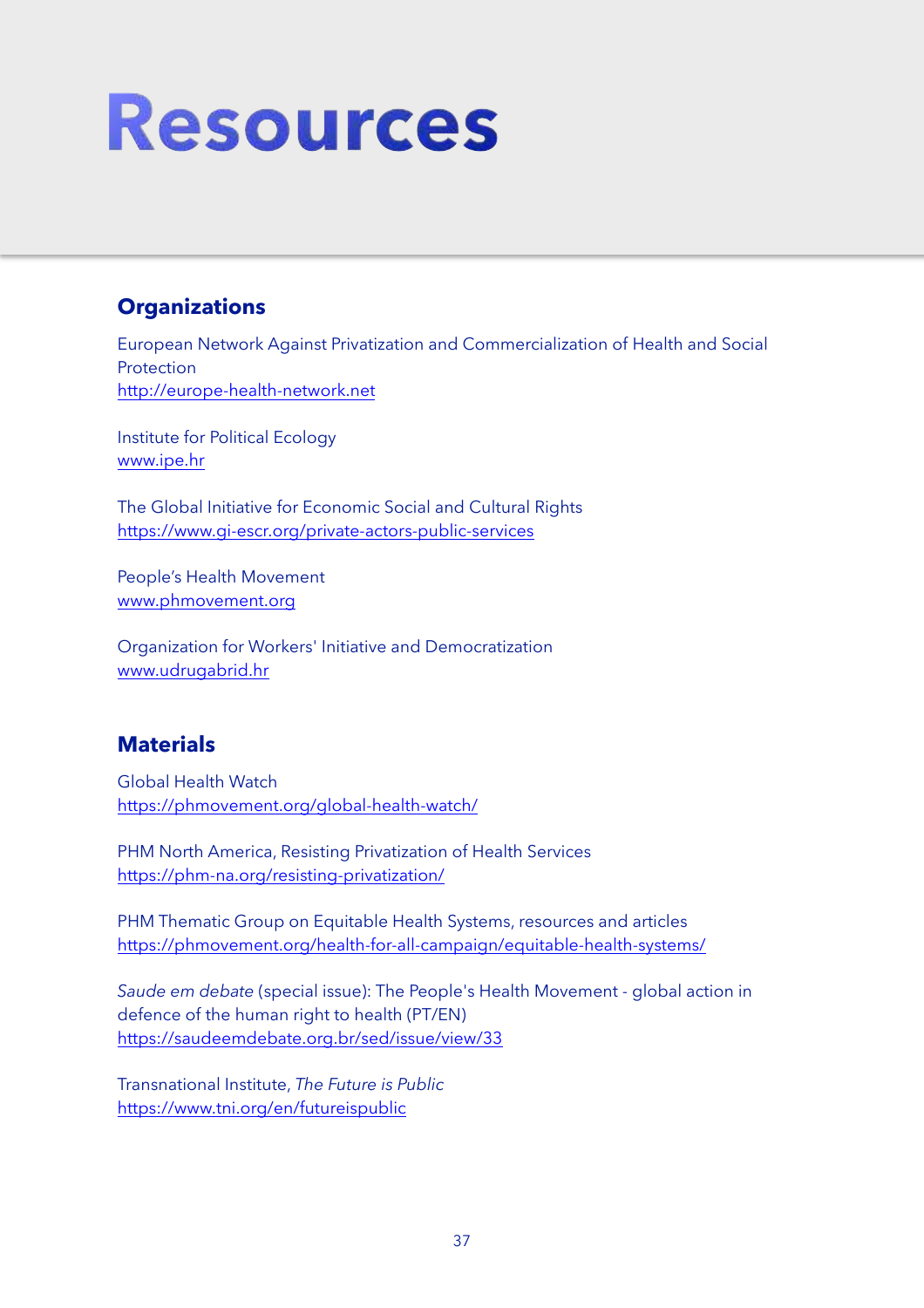# Resources

## Organizations

European Network Against Privatization and Commercialization of Health and Social Protection
http://europe-health-network.net

Institute for Political Ecology
www.ipe.hr

The Global Initiative for Economic Social and Cultural Rights
https://www.gi-escr.org/private-actors-public-services

People's Health Movement
www.phmovement.org

Organization for Workers' Initiative and Democratization
www.udrugabrid.hr

## Materials

Global Health Watch
https://phmovement.org/global-health-watch/

PHM North America, Resisting Privatization of Health Services
https://phm-na.org/resisting-privatization/

PHM Thematic Group on Equitable Health Systems, resources and articles
https://phmovement.org/health-for-all-campaign/equitable-health-systems/

*Saude em debate* (special issue): The People's Health Movement - global action in defence of the human right to health (PT/EN)
https://saudeemdebate.org.br/sed/issue/view/33

Transnational Institute, *The Future is Public*
https://www.tni.org/en/futureispublic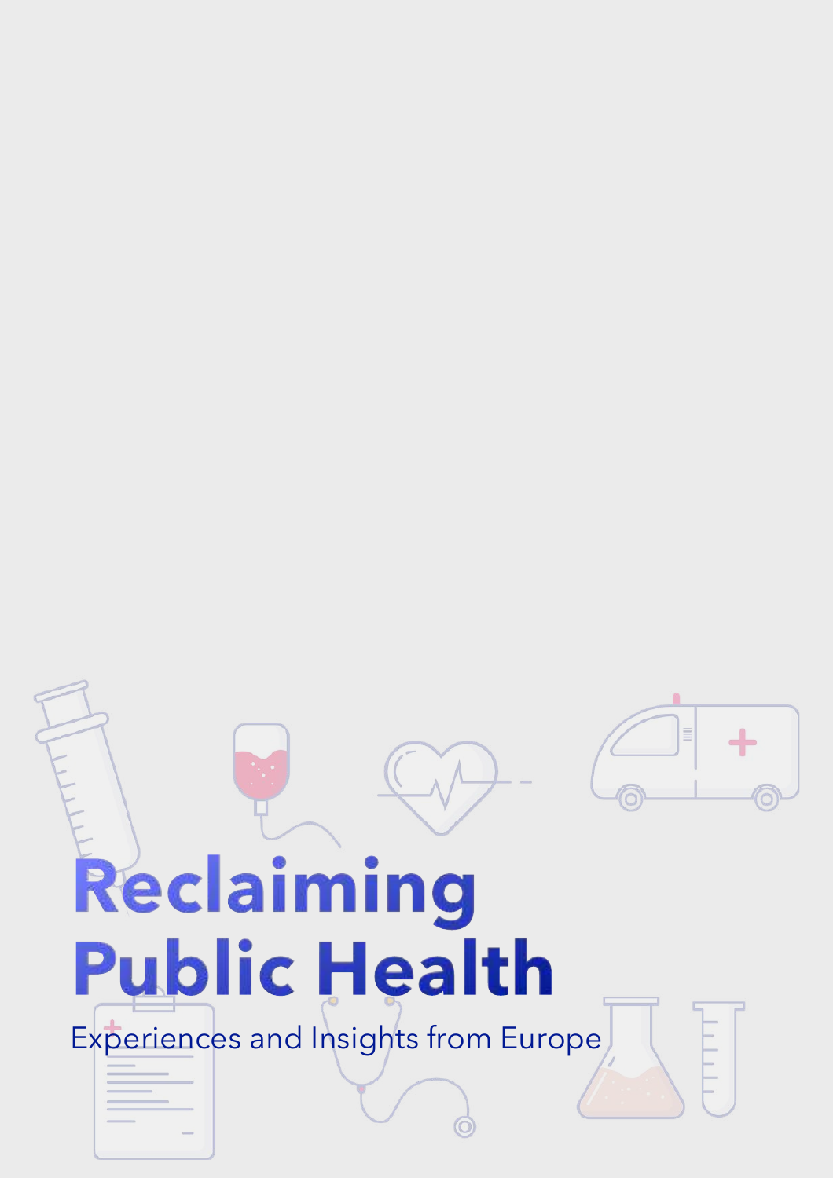# Reclaiming Public Health

Experiences and Insights from Europe